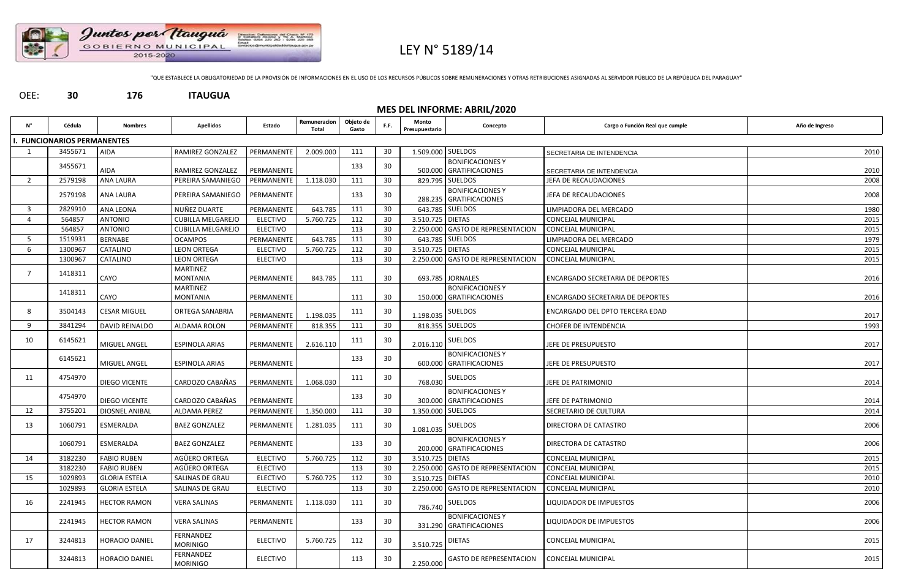Juntos por Itauguá
GOBIERNO MUNICIPAL
2015-2020

# LEY N° 5189/14

"QUE ESTABLECE LA OBLIGATORIEDAD DE LA PROVISIÓN DE INFORMACIONES EN EL USO DE LOS RECURSOS PÚBLICOS SOBRE REMUNERACIONES Y OTRAS RETRIBUCIONES ASIGNADAS AL SERVIDOR PÚBLICO DE LA REPÚBLICA DEL PARAGUAY"

OEE: **30** **176** **ITAUGUA**

**MES DEL INFORME: ABRIL/2020**

| N° | Cédula | Nombres | Apellidos | Estado | Remuneracion Total | Objeto de Gasto | F.F. | Monto Presupuestario | Concepto | Cargo o Función Real que cumple | Año de Ingreso |
|---|---|---|---|---|---|---|---|---|---|---|---|
| **I. FUNCIONARIOS PERMANENTES** | | | | | | | | | | | |
| 1 | 3455671 | AIDA | RAMIREZ GONZALEZ | PERMANENTE | 2.009.000 | 111 | 30 | 1.509.000 | SUELDOS | SECRETARIA DE INTENDENCIA | 2010 |
| | 3455671 | AIDA | RAMIREZ GONZALEZ | PERMANENTE | | 133 | 30 | 500.000 | BONIFICACIONES Y GRATIFICACIONES | SECRETARIA DE INTENDENCIA | 2010 |
| 2 | 2579198 | ANA LAURA | PEREIRA SAMANIEGO | PERMANENTE | 1.118.030 | 111 | 30 | 829.795 | SUELDOS | JEFA DE RECAUDACIONES | 2008 |
| | 2579198 | ANA LAURA | PEREIRA SAMANIEGO | PERMANENTE | | 133 | 30 | 288.235 | BONIFICACIONES Y GRATIFICACIONES | JEFA DE RECAUDACIONES | 2008 |
| 3 | 2829910 | ANA LEONA | NUÑEZ DUARTE | PERMANENTE | 643.785 | 111 | 30 | 643.785 | SUELDOS | LIMPIADORA DEL MERCADO | 1980 |
| 4 | 564857 | ANTONIO | CUBILLA MELGAREJO | ELECTIVO | 5.760.725 | 112 | 30 | 3.510.725 | DIETAS | CONCEJAL MUNICIPAL | 2015 |
| | 564857 | ANTONIO | CUBILLA MELGAREJO | ELECTIVO | | 113 | 30 | 2.250.000 | GASTO DE REPRESENTACION | CONCEJAL MUNICIPAL | 2015 |
| 5 | 1519931 | BERNABE | OCAMPOS | PERMANENTE | 643.785 | 111 | 30 | 643.785 | SUELDOS | LIMPIADORA DEL MERCADO | 1979 |
| 6 | 1300967 | CATALINO | LEON ORTEGA | ELECTIVO | 5.760.725 | 112 | 30 | 3.510.725 | DIETAS | CONCEJAL MUNICIPAL | 2015 |
| | 1300967 | CATALINO | LEON ORTEGA | ELECTIVO | | 113 | 30 | 2.250.000 | GASTO DE REPRESENTACION | CONCEJAL MUNICIPAL | 2015 |
| 7 | 1418311 | CAYO | MARTINEZ MONTANIA | PERMANENTE | 843.785 | 111 | 30 | 693.785 | JORNALES | ENCARGADO SECRETARIA DE DEPORTES | 2016 |
| | 1418311 | CAYO | MARTINEZ MONTANIA | PERMANENTE | | 111 | 30 | 150.000 | BONIFICACIONES Y GRATIFICACIONES | ENCARGADO SECRETARIA DE DEPORTES | 2016 |
| 8 | 3504143 | CESAR MIGUEL | ORTEGA SANABRIA | PERMANENTE | 1.198.035 | 111 | 30 | 1.198.035 | SUELDOS | ENCARGADO DEL DPTO TERCERA EDAD | 2017 |
| 9 | 3841294 | DAVID REINALDO | ALDAMA ROLON | PERMANENTE | 818.355 | 111 | 30 | 818.355 | SUELDOS | CHOFER DE INTENDENCIA | 1993 |
| 10 | 6145621 | MIGUEL ANGEL | ESPINOLA ARIAS | PERMANENTE | 2.616.110 | 111 | 30 | 2.016.110 | SUELDOS | JEFE DE PRESUPUESTO | 2017 |
| | 6145621 | MIGUEL ANGEL | ESPINOLA ARIAS | PERMANENTE | | 133 | 30 | 600.000 | BONIFICACIONES Y GRATIFICACIONES | JEFE DE PRESUPUESTO | 2017 |
| 11 | 4754970 | DIEGO VICENTE | CARDOZO CABAÑAS | PERMANENTE | 1.068.030 | 111 | 30 | 768.030 | SUELDOS | JEFE DE PATRIMONIO | 2014 |
| | 4754970 | DIEGO VICENTE | CARDOZO CABAÑAS | PERMANENTE | | 133 | 30 | 300.000 | BONIFICACIONES Y GRATIFICACIONES | JEFE DE PATRIMONIO | 2014 |
| 12 | 3755201 | DIOSNEL ANIBAL | ALDAMA PEREZ | PERMANENTE | 1.350.000 | 111 | 30 | 1.350.000 | SUELDOS | SECRETARIO DE CULTURA | 2014 |
| 13 | 1060791 | ESMERALDA | BAEZ GONZALEZ | PERMANENTE | 1.281.035 | 111 | 30 | 1.081.035 | SUELDOS | DIRECTORA DE CATASTRO | 2006 |
| | 1060791 | ESMERALDA | BAEZ GONZALEZ | PERMANENTE | | 133 | 30 | 200.000 | BONIFICACIONES Y GRATIFICACIONES | DIRECTORA DE CATASTRO | 2006 |
| 14 | 3182230 | FABIO RUBEN | AGÜERO ORTEGA | ELECTIVO | 5.760.725 | 112 | 30 | 3.510.725 | DIETAS | CONCEJAL MUNICIPAL | 2015 |
| | 3182230 | FABIO RUBEN | AGÜERO ORTEGA | ELECTIVO | | 113 | 30 | 2.250.000 | GASTO DE REPRESENTACION | CONCEJAL MUNICIPAL | 2015 |
| 15 | 1029893 | GLORIA ESTELA | SALINAS DE GRAU | ELECTIVO | 5.760.725 | 112 | 30 | 3.510.725 | DIETAS | CONCEJAL MUNICIPAL | 2010 |
| | 1029893 | GLORIA ESTELA | SALINAS DE GRAU | ELECTIVO | | 113 | 30 | 2.250.000 | GASTO DE REPRESENTACION | CONCEJAL MUNICIPAL | 2010 |
| 16 | 2241945 | HECTOR RAMON | VERA SALINAS | PERMANENTE | 1.118.030 | 111 | 30 | 786.740 | SUELDOS | LIQUIDADOR DE IMPUESTOS | 2006 |
| | 2241945 | HECTOR RAMON | VERA SALINAS | PERMANENTE | | 133 | 30 | 331.290 | BONIFICACIONES Y GRATIFICACIONES | LIQUIDADOR DE IMPUESTOS | 2006 |
| 17 | 3244813 | HORACIO DANIEL | FERNANDEZ MORINIGO | ELECTIVO | 5.760.725 | 112 | 30 | 3.510.725 | DIETAS | CONCEJAL MUNICIPAL | 2015 |
| | 3244813 | HORACIO DANIEL | FERNANDEZ MORINIGO | ELECTIVO | | 113 | 30 | 2.250.000 | GASTO DE REPRESENTACION | CONCEJAL MUNICIPAL | 2015 |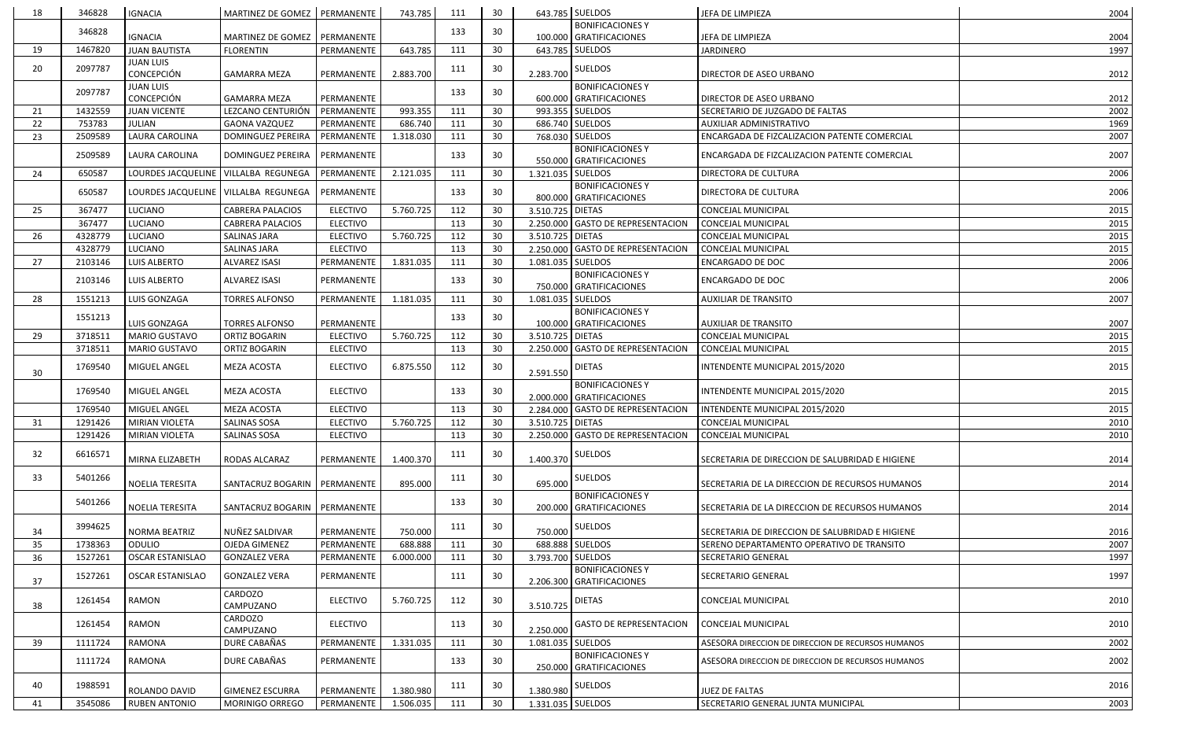| | | | | | | | | | | | |
|---|---|---|---|---|---|---|---|---|---|---|---|
| 18 | 346828 | IGNACIA | MARTINEZ DE GOMEZ | PERMANENTE | 743.785 | 111 | 30 | 643.785 | SUELDOS | JEFA DE LIMPIEZA | 2004 |
| | 346828 | IGNACIA | MARTINEZ DE GOMEZ | PERMANENTE | | 133 | 30 | 100.000 | BONIFICACIONES Y GRATIFICACIONES | JEFA DE LIMPIEZA | 2004 |
| 19 | 1467820 | JUAN BAUTISTA | FLORENTIN | PERMANENTE | 643.785 | 111 | 30 | 643.785 | SUELDOS | JARDINERO | 1997 |
| 20 | 2097787 | JUAN LUIS CONCEPCIÓN | GAMARRA MEZA | PERMANENTE | 2.883.700 | 111 | 30 | 2.283.700 | SUELDOS | DIRECTOR DE ASEO URBANO | 2012 |
| | 2097787 | JUAN LUIS CONCEPCIÓN | GAMARRA MEZA | PERMANENTE | | 133 | 30 | 600.000 | BONIFICACIONES Y GRATIFICACIONES | DIRECTOR DE ASEO URBANO | 2012 |
| 21 | 1432559 | JUAN VICENTE | LEZCANO CENTURIÓN | PERMANENTE | 993.355 | 111 | 30 | 993.355 | SUELDOS | SECRETARIO DE JUZGADO DE FALTAS | 2002 |
| 22 | 753783 | JULIAN | GAONA VAZQUEZ | PERMANENTE | 686.740 | 111 | 30 | 686.740 | SUELDOS | AUXILIAR ADMINISTRATIVO | 1969 |
| 23 | 2509589 | LAURA CAROLINA | DOMINGUEZ PEREIRA | PERMANENTE | 1.318.030 | 111 | 30 | 768.030 | SUELDOS | ENCARGADA DE FIZCALIZACION PATENTE COMERCIAL | 2007 |
| | 2509589 | LAURA CAROLINA | DOMINGUEZ PEREIRA | PERMANENTE | | 133 | 30 | 550.000 | BONIFICACIONES Y GRATIFICACIONES | ENCARGADA DE FIZCALIZACION PATENTE COMERCIAL | 2007 |
| 24 | 650587 | LOURDES JACQUELINE | VILLALBA REGUNEGA | PERMANENTE | 2.121.035 | 111 | 30 | 1.321.035 | SUELDOS | DIRECTORA DE CULTURA | 2006 |
| | 650587 | LOURDES JACQUELINE | VILLALBA REGUNEGA | PERMANENTE | | 133 | 30 | 800.000 | BONIFICACIONES Y GRATIFICACIONES | DIRECTORA DE CULTURA | 2006 |
| 25 | 367477 | LUCIANO | CABRERA PALACIOS | ELECTIVO | 5.760.725 | 112 | 30 | 3.510.725 | DIETAS | CONCEJAL MUNICIPAL | 2015 |
| | 367477 | LUCIANO | CABRERA PALACIOS | ELECTIVO | | 113 | 30 | 2.250.000 | GASTO DE REPRESENTACION | CONCEJAL MUNICIPAL | 2015 |
| 26 | 4328779 | LUCIANO | SALINAS JARA | ELECTIVO | 5.760.725 | 112 | 30 | 3.510.725 | DIETAS | CONCEJAL MUNICIPAL | 2015 |
| | 4328779 | LUCIANO | SALINAS JARA | ELECTIVO | | 113 | 30 | 2.250.000 | GASTO DE REPRESENTACION | CONCEJAL MUNICIPAL | 2015 |
| 27 | 2103146 | LUIS ALBERTO | ALVAREZ ISASI | PERMANENTE | 1.831.035 | 111 | 30 | 1.081.035 | SUELDOS | ENCARGADO DE DOC | 2006 |
| | 2103146 | LUIS ALBERTO | ALVAREZ ISASI | PERMANENTE | | 133 | 30 | 750.000 | BONIFICACIONES Y GRATIFICACIONES | ENCARGADO DE DOC | 2006 |
| 28 | 1551213 | LUIS GONZAGA | TORRES ALFONSO | PERMANENTE | 1.181.035 | 111 | 30 | 1.081.035 | SUELDOS | AUXILIAR DE TRANSITO | 2007 |
| | 1551213 | LUIS GONZAGA | TORRES ALFONSO | PERMANENTE | | 133 | 30 | 100.000 | BONIFICACIONES Y GRATIFICACIONES | AUXILIAR DE TRANSITO | 2007 |
| 29 | 3718511 | MARIO GUSTAVO | ORTIZ BOGARIN | ELECTIVO | 5.760.725 | 112 | 30 | 3.510.725 | DIETAS | CONCEJAL MUNICIPAL | 2015 |
| | 3718511 | MARIO GUSTAVO | ORTIZ BOGARIN | ELECTIVO | | 113 | 30 | 2.250.000 | GASTO DE REPRESENTACION | CONCEJAL MUNICIPAL | 2015 |
| 30 | 1769540 | MIGUEL ANGEL | MEZA ACOSTA | ELECTIVO | 6.875.550 | 112 | 30 | 2.591.550 | DIETAS | INTENDENTE MUNICIPAL 2015/2020 | 2015 |
| | 1769540 | MIGUEL ANGEL | MEZA ACOSTA | ELECTIVO | | 133 | 30 | 2.000.000 | BONIFICACIONES Y GRATIFICACIONES | INTENDENTE MUNICIPAL 2015/2020 | 2015 |
| | 1769540 | MIGUEL ANGEL | MEZA ACOSTA | ELECTIVO | | 113 | 30 | 2.284.000 | GASTO DE REPRESENTACION | INTENDENTE MUNICIPAL 2015/2020 | 2015 |
| 31 | 1291426 | MIRIAN VIOLETA | SALINAS SOSA | ELECTIVO | 5.760.725 | 112 | 30 | 3.510.725 | DIETAS | CONCEJAL MUNICIPAL | 2010 |
| | 1291426 | MIRIAN VIOLETA | SALINAS SOSA | ELECTIVO | | 113 | 30 | 2.250.000 | GASTO DE REPRESENTACION | CONCEJAL MUNICIPAL | 2010 |
| 32 | 6616571 | MIRNA ELIZABETH | RODAS ALCARAZ | PERMANENTE | 1.400.370 | 111 | 30 | 1.400.370 | SUELDOS | SECRETARIA DE DIRECCION DE SALUBRIDAD E HIGIENE | 2014 |
| 33 | 5401266 | NOELIA TERESITA | SANTACRUZ BOGARIN | PERMANENTE | 895.000 | 111 | 30 | 695.000 | SUELDOS | SECRETARIA DE LA DIRECCION DE RECURSOS HUMANOS | 2014 |
| | 5401266 | NOELIA TERESITA | SANTACRUZ BOGARIN | PERMANENTE | | 133 | 30 | 200.000 | BONIFICACIONES Y GRATIFICACIONES | SECRETARIA DE LA DIRECCION DE RECURSOS HUMANOS | 2014 |
| 34 | 3994625 | NORMA BEATRIZ | NUÑEZ SALDIVAR | PERMANENTE | 750.000 | 111 | 30 | 750.000 | SUELDOS | SECRETARIA DE DIRECCION DE SALUBRIDAD E HIGIENE | 2016 |
| 35 | 1738363 | ODULIO | OJEDA GIMENEZ | PERMANENTE | 688.888 | 111 | 30 | 688.888 | SUELDOS | SERENO DEPARTAMENTO OPERATIVO DE TRANSITO | 2007 |
| 36 | 1527261 | OSCAR ESTANISLAO | GONZALEZ VERA | PERMANENTE | 6.000.000 | 111 | 30 | 3.793.700 | SUELDOS | SECRETARIO GENERAL | 1997 |
| 37 | 1527261 | OSCAR ESTANISLAO | GONZALEZ VERA | PERMANENTE | | 111 | 30 | 2.206.300 | BONIFICACIONES Y GRATIFICACIONES | SECRETARIO GENERAL | 1997 |
| 38 | 1261454 | RAMON | CARDOZO CAMPUZANO | ELECTIVO | 5.760.725 | 112 | 30 | 3.510.725 | DIETAS | CONCEJAL MUNICIPAL | 2010 |
| | 1261454 | RAMON | CARDOZO CAMPUZANO | ELECTIVO | | 113 | 30 | 2.250.000 | GASTO DE REPRESENTACION | CONCEJAL MUNICIPAL | 2010 |
| 39 | 1111724 | RAMONA | DURE CABAÑAS | PERMANENTE | 1.331.035 | 111 | 30 | 1.081.035 | SUELDOS | ASESORA DIRECCION DE DIRECCION DE RECURSOS HUMANOS | 2002 |
| | 1111724 | RAMONA | DURE CABAÑAS | PERMANENTE | | 133 | 30 | 250.000 | BONIFICACIONES Y GRATIFICACIONES | ASESORA DIRECCION DE DIRECCION DE RECURSOS HUMANOS | 2002 |
| 40 | 1988591 | ROLANDO DAVID | GIMENEZ ESCURRA | PERMANENTE | 1.380.980 | 111 | 30 | 1.380.980 | SUELDOS | JUEZ DE FALTAS | 2016 |
| 41 | 3545086 | RUBEN ANTONIO | MORINIGO ORREGO | PERMANENTE | 1.506.035 | 111 | 30 | 1.331.035 | SUELDOS | SECRETARIO GENERAL JUNTA MUNICIPAL | 2003 |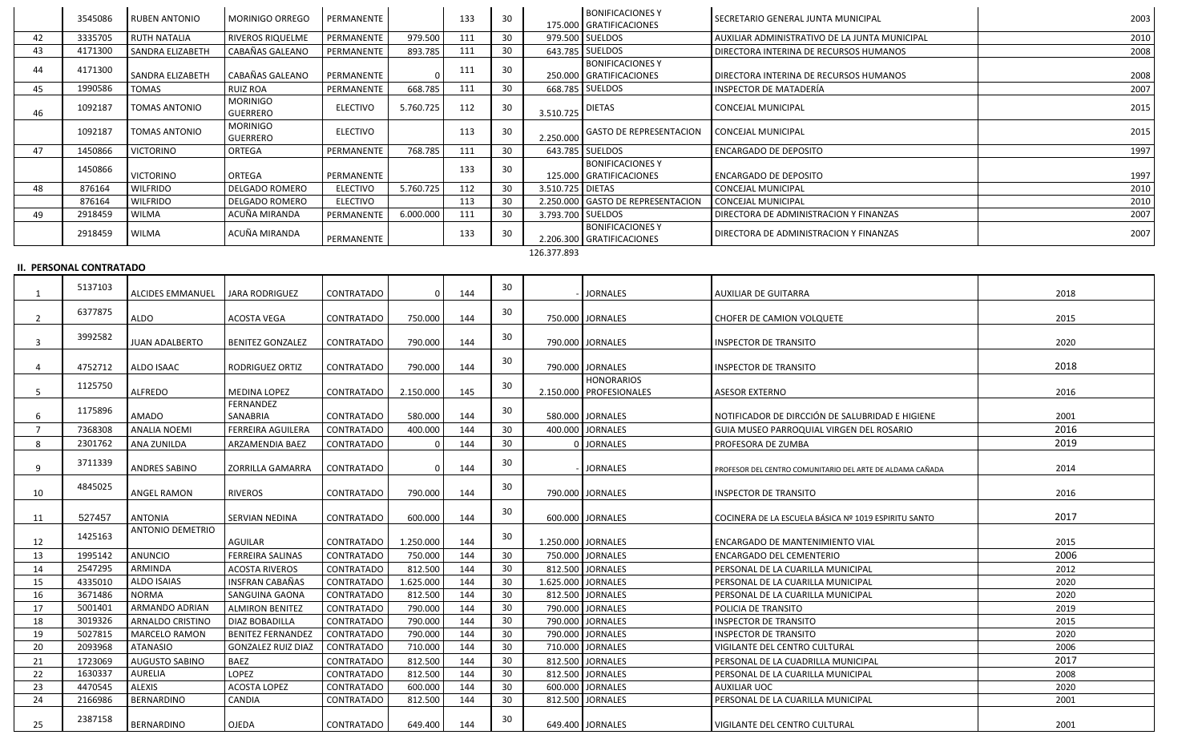| | | | | | | | | | | | |
|---|---|---|---|---|---|---|---|---|---|---|---|
| | 3545086 | RUBEN ANTONIO | MORINIGO ORREGO | PERMANENTE | | 133 | 30 | 175.000 | BONIFICACIONES Y GRATIFICACIONES | SECRETARIO GENERAL JUNTA MUNICIPAL | 2003 |
| 42 | 3335705 | RUTH NATALIA | RIVEROS RIQUELME | PERMANENTE | 979.500 | 111 | 30 | 979.500 | SUELDOS | AUXILIAR ADMINISTRATIVO DE LA JUNTA MUNICIPAL | 2010 |
| 43 | 4171300 | SANDRA ELIZABETH | CABAÑAS GALEANO | PERMANENTE | 893.785 | 111 | 30 | 643.785 | SUELDOS | DIRECTORA INTERINA DE RECURSOS HUMANOS | 2008 |
| 44 | 4171300 | SANDRA ELIZABETH | CABAÑAS GALEANO | PERMANENTE | 0 | 111 | 30 | 250.000 | BONIFICACIONES Y GRATIFICACIONES | DIRECTORA INTERINA DE RECURSOS HUMANOS | 2008 |
| 45 | 1990586 | TOMAS | RUIZ ROA | PERMANENTE | 668.785 | 111 | 30 | 668.785 | SUELDOS | INSPECTOR DE MATADERÍA | 2007 |
| 46 | 1092187 | TOMAS ANTONIO | MORINIGO GUERRERO | ELECTIVO | 5.760.725 | 112 | 30 | 3.510.725 | DIETAS | CONCEJAL MUNICIPAL | 2015 |
| | 1092187 | TOMAS ANTONIO | MORINIGO GUERRERO | ELECTIVO | | 113 | 30 | 2.250.000 | GASTO DE REPRESENTACION | CONCEJAL MUNICIPAL | 2015 |
| 47 | 1450866 | VICTORINO | ORTEGA | PERMANENTE | 768.785 | 111 | 30 | 643.785 | SUELDOS | ENCARGADO DE DEPOSITO | 1997 |
| | 1450866 | VICTORINO | ORTEGA | PERMANENTE | | 133 | 30 | 125.000 | BONIFICACIONES Y GRATIFICACIONES | ENCARGADO DE DEPOSITO | 1997 |
| 48 | 876164 | WILFRIDO | DELGADO ROMERO | ELECTIVO | 5.760.725 | 112 | 30 | 3.510.725 | DIETAS | CONCEJAL MUNICIPAL | 2010 |
| | 876164 | WILFRIDO | DELGADO ROMERO | ELECTIVO | | 113 | 30 | 2.250.000 | GASTO DE REPRESENTACION | CONCEJAL MUNICIPAL | 2010 |
| 49 | 2918459 | WILMA | ACUÑA MIRANDA | PERMANENTE | 6.000.000 | 111 | 30 | 3.793.700 | SUELDOS | DIRECTORA DE ADMINISTRACION Y FINANZAS | 2007 |
| | 2918459 | WILMA | ACUÑA MIRANDA | PERMANENTE | | 133 | 30 | 2.206.300 | BONIFICACIONES Y GRATIFICACIONES | DIRECTORA DE ADMINISTRACION Y FINANZAS | 2007 |
| | | | | | | | | 126.377.893 | | | |

**II. PERSONAL CONTRATADO**

| | | | | | | | | | | | |
|---|---|---|---|---|---|---|---|---|---|---|---|
| 1 | 5137103 | ALCIDES EMMANUEL | JARA RODRIGUEZ | CONTRATADO | 0 | 144 | 30 | - | JORNALES | AUXILIAR DE GUITARRA | 2018 |
| 2 | 6377875 | ALDO | ACOSTA VEGA | CONTRATADO | 750.000 | 144 | 30 | 750.000 | JORNALES | CHOFER DE CAMION VOLQUETE | 2015 |
| 3 | 3992582 | JUAN ADALBERTO | BENITEZ GONZALEZ | CONTRATADO | 790.000 | 144 | 30 | 790.000 | JORNALES | INSPECTOR DE TRANSITO | 2020 |
| 4 | 4752712 | ALDO ISAAC | RODRIGUEZ ORTIZ | CONTRATADO | 790.000 | 144 | 30 | 790.000 | JORNALES | INSPECTOR DE TRANSITO | 2018 |
| 5 | 1125750 | ALFREDO | MEDINA LOPEZ | CONTRATADO | 2.150.000 | 145 | 30 | 2.150.000 | HONORARIOS PROFESIONALES | ASESOR EXTERNO | 2016 |
| 6 | 1175896 | AMADO | FERNANDEZ SANABRIA | CONTRATADO | 580.000 | 144 | 30 | 580.000 | JORNALES | NOTIFICADOR DE DIRCCIÓN DE SALUBRIDAD E HIGIENE | 2001 |
| 7 | 7368308 | ANALIA NOEMI | FERREIRA AGUILERA | CONTRATADO | 400.000 | 144 | 30 | 400.000 | JORNALES | GUIA MUSEO PARROQUIAL VIRGEN DEL ROSARIO | 2016 |
| 8 | 2301762 | ANA ZUNILDA | ARZAMENDIA BAEZ | CONTRATADO | 0 | 144 | 30 | 0 | JORNALES | PROFESORA DE ZUMBA | 2019 |
| 9 | 3711339 | ANDRES SABINO | ZORRILLA GAMARRA | CONTRATADO | 0 | 144 | 30 | - | JORNALES | PROFESOR DEL CENTRO COMUNITARIO DEL ARTE DE ALDAMA CAÑADA | 2014 |
| 10 | 4845025 | ANGEL RAMON | RIVEROS | CONTRATADO | 790.000 | 144 | 30 | 790.000 | JORNALES | INSPECTOR DE TRANSITO | 2016 |
| 11 | 527457 | ANTONIA | SERVIAN NEDINA | CONTRATADO | 600.000 | 144 | 30 | 600.000 | JORNALES | COCINERA DE LA ESCUELA BÁSICA Nº 1019 ESPIRITU SANTO | 2017 |
| 12 | 1425163 | ANTONIO DEMETRIO | AGUILAR | CONTRATADO | 1.250.000 | 144 | 30 | 1.250.000 | JORNALES | ENCARGADO DE MANTENIMIENTO VIAL | 2015 |
| 13 | 1995142 | ANUNCIO | FERREIRA SALINAS | CONTRATADO | 750.000 | 144 | 30 | 750.000 | JORNALES | ENCARGADO DEL CEMENTERIO | 2006 |
| 14 | 2547295 | ARMINDA | ACOSTA RIVEROS | CONTRATADO | 812.500 | 144 | 30 | 812.500 | JORNALES | PERSONAL DE LA CUARILLA MUNICIPAL | 2012 |
| 15 | 4335010 | ALDO ISAIAS | INSFRAN CABAÑAS | CONTRATADO | 1.625.000 | 144 | 30 | 1.625.000 | JORNALES | PERSONAL DE LA CUARILLA MUNICIPAL | 2020 |
| 16 | 3671486 | NORMA | SANGUINA GAONA | CONTRATADO | 812.500 | 144 | 30 | 812.500 | JORNALES | PERSONAL DE LA CUARILLA MUNICIPAL | 2020 |
| 17 | 5001401 | ARMANDO ADRIAN | ALMIRON BENITEZ | CONTRATADO | 790.000 | 144 | 30 | 790.000 | JORNALES | POLICIA DE TRANSITO | 2019 |
| 18 | 3019326 | ARNALDO CRISTINO | DIAZ BOBADILLA | CONTRATADO | 790.000 | 144 | 30 | 790.000 | JORNALES | INSPECTOR DE TRANSITO | 2015 |
| 19 | 5027815 | MARCELO RAMON | BENITEZ FERNANDEZ | CONTRATADO | 790.000 | 144 | 30 | 790.000 | JORNALES | INSPECTOR DE TRANSITO | 2020 |
| 20 | 2093968 | ATANASIO | GONZALEZ RUIZ DIAZ | CONTRATADO | 710.000 | 144 | 30 | 710.000 | JORNALES | VIGILANTE DEL CENTRO CULTURAL | 2006 |
| 21 | 1723069 | AUGUSTO SABINO | BAEZ | CONTRATADO | 812.500 | 144 | 30 | 812.500 | JORNALES | PERSONAL DE LA CUADRILLA MUNICIPAL | 2017 |
| 22 | 1630337 | AURELIA | LOPEZ | CONTRATADO | 812.500 | 144 | 30 | 812.500 | JORNALES | PERSONAL DE LA CUARILLA MUNICIPAL | 2008 |
| 23 | 4470545 | ALEXIS | ACOSTA LOPEZ | CONTRATADO | 600.000 | 144 | 30 | 600.000 | JORNALES | AUXILIAR UOC | 2020 |
| 24 | 2166986 | BERNARDINO | CANDIA | CONTRATADO | 812.500 | 144 | 30 | 812.500 | JORNALES | PERSONAL DE LA CUARILLA MUNICIPAL | 2001 |
| 25 | 2387158 | BERNARDINO | OJEDA | CONTRATADO | 649.400 | 144 | 30 | 649.400 | JORNALES | VIGILANTE DEL CENTRO CULTURAL | 2001 |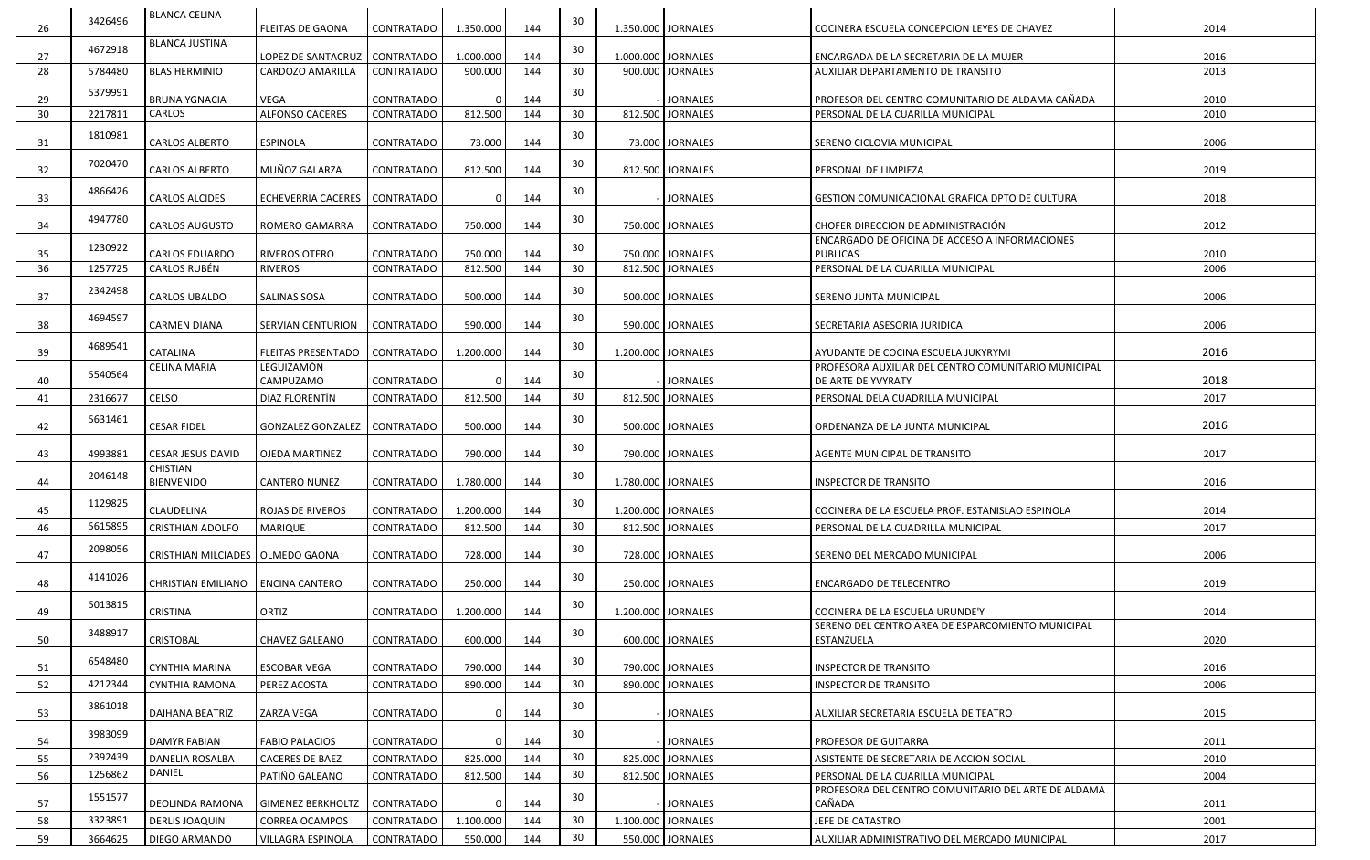| | | | | | | | | | | | |
|---|---|---|---|---|---|---|---|---|---|---|---|
| 26 | 3426496 | BLANCA CELINA | FLEITAS DE GAONA | CONTRATADO | 1.350.000 | 144 | 30 | 1.350.000 | JORNALES | COCINERA ESCUELA CONCEPCION LEYES DE CHAVEZ | 2014 |
| 27 | 4672918 | BLANCA JUSTINA | LOPEZ DE SANTACRUZ | CONTRATADO | 1.000.000 | 144 | 30 | 1.000.000 | JORNALES | ENCARGADA DE LA SECRETARIA DE LA MUJER | 2016 |
| 28 | 5784480 | BLAS HERMINIO | CARDOZO AMARILLA | CONTRATADO | 900.000 | 144 | 30 | 900.000 | JORNALES | AUXILIAR DEPARTAMENTO DE TRANSITO | 2013 |
| 29 | 5379991 | BRUNA YGNACIA | VEGA | CONTRATADO | 0 | 144 | 30 | - | JORNALES | PROFESOR DEL CENTRO COMUNITARIO DE ALDAMA CAÑADA | 2010 |
| 30 | 2217811 | CARLOS | ALFONSO CACERES | CONTRATADO | 812.500 | 144 | 30 | 812.500 | JORNALES | PERSONAL DE LA CUARILLA MUNICIPAL | 2010 |
| 31 | 1810981 | CARLOS ALBERTO | ESPINOLA | CONTRATADO | 73.000 | 144 | 30 | 73.000 | JORNALES | SERENO CICLOVIA MUNICIPAL | 2006 |
| 32 | 7020470 | CARLOS ALBERTO | MUÑOZ GALARZA | CONTRATADO | 812.500 | 144 | 30 | 812.500 | JORNALES | PERSONAL DE LIMPIEZA | 2019 |
| 33 | 4866426 | CARLOS ALCIDES | ECHEVERRIA CACERES | CONTRATADO | 0 | 144 | 30 | - | JORNALES | GESTION COMUNICACIONAL GRAFICA DPTO DE CULTURA | 2018 |
| 34 | 4947780 | CARLOS AUGUSTO | ROMERO GAMARRA | CONTRATADO | 750.000 | 144 | 30 | 750.000 | JORNALES | CHOFER DIRECCION DE ADMINISTRACIÓN | 2012 |
| 35 | 1230922 | CARLOS EDUARDO | RIVEROS OTERO | CONTRATADO | 750.000 | 144 | 30 | 750.000 | JORNALES | ENCARGADO DE OFICINA DE ACCESO A INFORMACIONES PUBLICAS | 2010 |
| 36 | 1257725 | CARLOS RUBÉN | RIVEROS | CONTRATADO | 812.500 | 144 | 30 | 812.500 | JORNALES | PERSONAL DE LA CUARILLA MUNICIPAL | 2006 |
| 37 | 2342498 | CARLOS UBALDO | SALINAS SOSA | CONTRATADO | 500.000 | 144 | 30 | 500.000 | JORNALES | SERENO JUNTA MUNICIPAL | 2006 |
| 38 | 4694597 | CARMEN DIANA | SERVIAN CENTURION | CONTRATADO | 590.000 | 144 | 30 | 590.000 | JORNALES | SECRETARIA ASESORIA JURIDICA | 2006 |
| 39 | 4689541 | CATALINA | FLEITAS PRESENTADO | CONTRATADO | 1.200.000 | 144 | 30 | 1.200.000 | JORNALES | AYUDANTE DE COCINA ESCUELA JUKYRYMI | 2016 |
| 40 | 5540564 | CELINA MARIA | LEGUIZAMÓN CAMPUZAMO | CONTRATADO | 0 | 144 | 30 | - | JORNALES | PROFESORA AUXILIAR DEL CENTRO COMUNITARIO MUNICIPAL DE ARTE DE YVYRATY | 2018 |
| 41 | 2316677 | CELSO | DIAZ FLORENTÍN | CONTRATADO | 812.500 | 144 | 30 | 812.500 | JORNALES | PERSONAL DELA CUADRILLA MUNICIPAL | 2017 |
| 42 | 5631461 | CESAR FIDEL | GONZALEZ GONZALEZ | CONTRATADO | 500.000 | 144 | 30 | 500.000 | JORNALES | ORDENANZA DE LA JUNTA MUNICIPAL | 2016 |
| 43 | 4993881 | CESAR JESUS DAVID | OJEDA MARTINEZ | CONTRATADO | 790.000 | 144 | 30 | 790.000 | JORNALES | AGENTE MUNICIPAL DE TRANSITO | 2017 |
| 44 | 2046148 | CHISTIAN BIENVENIDO | CANTERO NUNEZ | CONTRATADO | 1.780.000 | 144 | 30 | 1.780.000 | JORNALES | INSPECTOR DE TRANSITO | 2016 |
| 45 | 1129825 | CLAUDELINA | ROJAS DE RIVEROS | CONTRATADO | 1.200.000 | 144 | 30 | 1.200.000 | JORNALES | COCINERA DE LA ESCUELA PROF. ESTANISLAO ESPINOLA | 2014 |
| 46 | 5615895 | CRISTHIAN ADOLFO | MARIQUE | CONTRATADO | 812.500 | 144 | 30 | 812.500 | JORNALES | PERSONAL DE LA CUADRILLA MUNICIPAL | 2017 |
| 47 | 2098056 | CRISTHIAN MILCIADES | OLMEDO GAONA | CONTRATADO | 728.000 | 144 | 30 | 728.000 | JORNALES | SERENO DEL MERCADO MUNICIPAL | 2006 |
| 48 | 4141026 | CHRISTIAN EMILIANO | ENCINA CANTERO | CONTRATADO | 250.000 | 144 | 30 | 250.000 | JORNALES | ENCARGADO DE TELECENTRO | 2019 |
| 49 | 5013815 | CRISTINA | ORTIZ | CONTRATADO | 1.200.000 | 144 | 30 | 1.200.000 | JORNALES | COCINERA DE LA ESCUELA URUNDE'Y | 2014 |
| 50 | 3488917 | CRISTOBAL | CHAVEZ GALEANO | CONTRATADO | 600.000 | 144 | 30 | 600.000 | JORNALES | SERENO DEL CENTRO AREA DE ESPARCOMIENTO MUNICIPAL ESTANZUELA | 2020 |
| 51 | 6548480 | CYNTHIA MARINA | ESCOBAR VEGA | CONTRATADO | 790.000 | 144 | 30 | 790.000 | JORNALES | INSPECTOR DE TRANSITO | 2016 |
| 52 | 4212344 | CYNTHIA RAMONA | PEREZ ACOSTA | CONTRATADO | 890.000 | 144 | 30 | 890.000 | JORNALES | INSPECTOR DE TRANSITO | 2006 |
| 53 | 3861018 | DAIHANA BEATRIZ | ZARZA VEGA | CONTRATADO | 0 | 144 | 30 | - | JORNALES | AUXILIAR SECRETARIA ESCUELA DE TEATRO | 2015 |
| 54 | 3983099 | DAMYR FABIAN | FABIO PALACIOS | CONTRATADO | 0 | 144 | 30 | - | JORNALES | PROFESOR DE GUITARRA | 2011 |
| 55 | 2392439 | DANELIA ROSALBA | CACERES DE BAEZ | CONTRATADO | 825.000 | 144 | 30 | 825.000 | JORNALES | ASISTENTE DE SECRETARIA DE ACCION SOCIAL | 2010 |
| 56 | 1256862 | DANIEL | PATIÑO GALEANO | CONTRATADO | 812.500 | 144 | 30 | 812.500 | JORNALES | PERSONAL DE LA CUARILLA MUNICIPAL | 2004 |
| 57 | 1551577 | DEOLINDA RAMONA | GIMENEZ BERKHOLTZ | CONTRATADO | 0 | 144 | 30 | - | JORNALES | PROFESORA DEL CENTRO COMUNITARIO DEL ARTE DE ALDAMA CAÑADA | 2011 |
| 58 | 3323891 | DERLIS JOAQUIN | CORREA OCAMPOS | CONTRATADO | 1.100.000 | 144 | 30 | 1.100.000 | JORNALES | JEFE DE CATASTRO | 2001 |
| 59 | 3664625 | DIEGO ARMANDO | VILLAGRA ESPINOLA | CONTRATADO | 550.000 | 144 | 30 | 550.000 | JORNALES | AUXILIAR ADMINISTRATIVO DEL MERCADO MUNICIPAL | 2017 |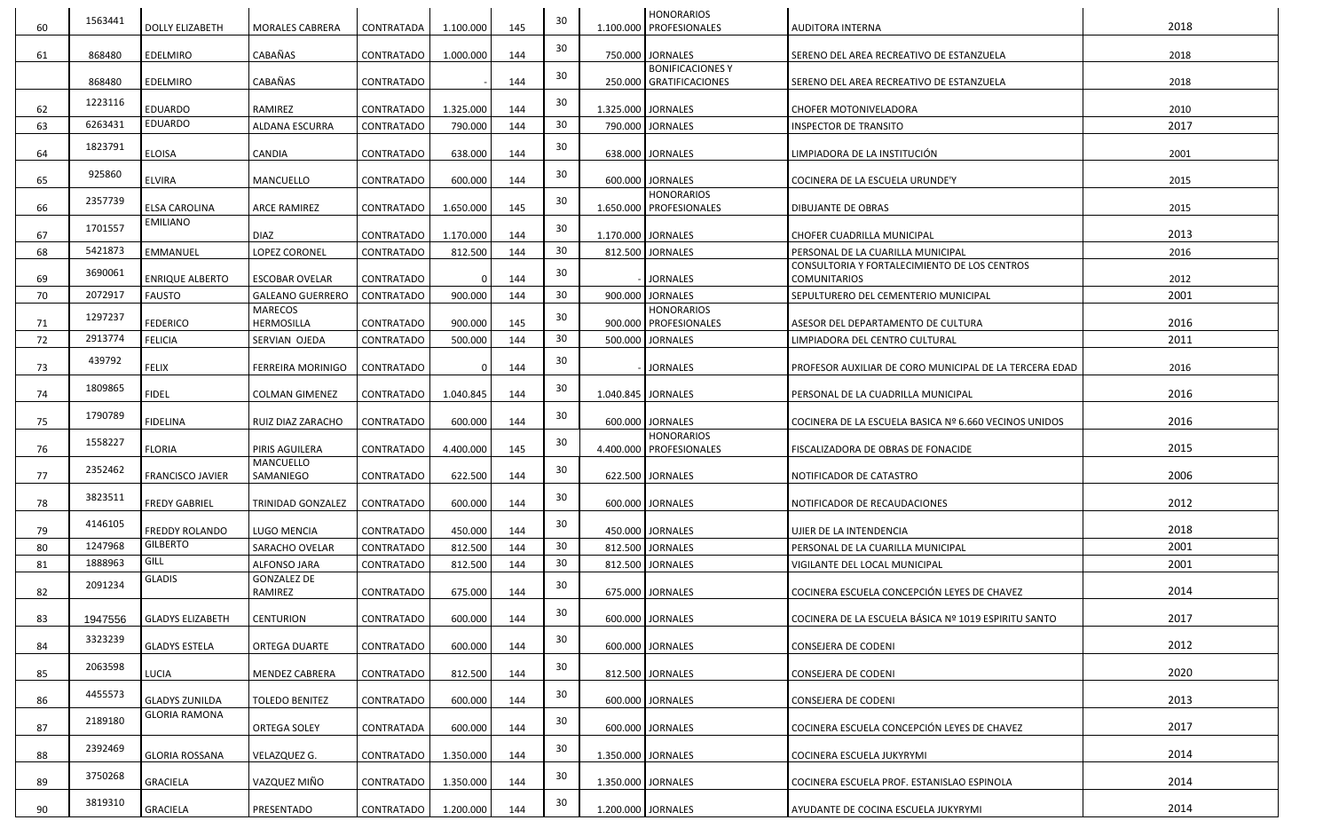| | | | | | | | | | | | |
|---|---|---|---|---|---|---|---|---|---|---|---|
| 60 | 1563441 | DOLLY ELIZABETH | MORALES CABRERA | CONTRATADA | 1.100.000 | 145 | 30 | 1.100.000 | HONORARIOS PROFESIONALES | AUDITORA INTERNA | 2018 |
| 61 | 868480 | EDELMIRO | CABAÑAS | CONTRATADO | 1.000.000 | 144 | 30 | 750.000 | JORNALES | SERENO DEL AREA RECREATIVO DE ESTANZUELA | 2018 |
| | 868480 | EDELMIRO | CABAÑAS | CONTRATADO | - | 144 | 30 | 250.000 | BONIFICACIONES Y GRATIFICACIONES | SERENO DEL AREA RECREATIVO DE ESTANZUELA | 2018 |
| 62 | 1223116 | EDUARDO | RAMIREZ | CONTRATADO | 1.325.000 | 144 | 30 | 1.325.000 | JORNALES | CHOFER MOTONIVELADORA | 2010 |
| 63 | 6263431 | EDUARDO | ALDANA ESCURRA | CONTRATADO | 790.000 | 144 | 30 | 790.000 | JORNALES | INSPECTOR DE TRANSITO | 2017 |
| 64 | 1823791 | ELOISA | CANDIA | CONTRATADO | 638.000 | 144 | 30 | 638.000 | JORNALES | LIMPIADORA DE LA INSTITUCIÓN | 2001 |
| 65 | 925860 | ELVIRA | MANCUELLO | CONTRATADO | 600.000 | 144 | 30 | 600.000 | JORNALES | COCINERA DE LA ESCUELA URUNDE'Y | 2015 |
| 66 | 2357739 | ELSA CAROLINA | ARCE RAMIREZ | CONTRATADO | 1.650.000 | 145 | 30 | 1.650.000 | HONORARIOS PROFESIONALES | DIBUJANTE DE OBRAS | 2015 |
| 67 | 1701557 | EMILIANO | DIAZ | CONTRATADO | 1.170.000 | 144 | 30 | 1.170.000 | JORNALES | CHOFER CUADRILLA MUNICIPAL | 2013 |
| 68 | 5421873 | EMMANUEL | LOPEZ CORONEL | CONTRATADO | 812.500 | 144 | 30 | 812.500 | JORNALES | PERSONAL DE LA CUARILLA MUNICIPAL | 2016 |
| 69 | 3690061 | ENRIQUE ALBERTO | ESCOBAR OVELAR | CONTRATADO | 0 | 144 | 30 | - | JORNALES | CONSULTORIA Y FORTALECIMIENTO DE LOS CENTROS COMUNITARIOS | 2012 |
| 70 | 2072917 | FAUSTO | GALEANO GUERRERO | CONTRATADO | 900.000 | 144 | 30 | 900.000 | JORNALES | SEPULTURERO DEL CEMENTERIO MUNICIPAL | 2001 |
| 71 | 1297237 | FEDERICO | MARECOS HERMOSILLA | CONTRATADO | 900.000 | 145 | 30 | 900.000 | HONORARIOS PROFESIONALES | ASESOR DEL DEPARTAMENTO DE CULTURA | 2016 |
| 72 | 2913774 | FELICIA | SERVIAN OJEDA | CONTRATADO | 500.000 | 144 | 30 | 500.000 | JORNALES | LIMPIADORA DEL CENTRO CULTURAL | 2011 |
| 73 | 439792 | FELIX | FERREIRA MORINIGO | CONTRATADO | 0 | 144 | 30 | - | JORNALES | PROFESOR AUXILIAR DE CORO MUNICIPAL DE LA TERCERA EDAD | 2016 |
| 74 | 1809865 | FIDEL | COLMAN GIMENEZ | CONTRATADO | 1.040.845 | 144 | 30 | 1.040.845 | JORNALES | PERSONAL DE LA CUADRILLA MUNICIPAL | 2016 |
| 75 | 1790789 | FIDELINA | RUIZ DIAZ ZARACHO | CONTRATADO | 600.000 | 144 | 30 | 600.000 | JORNALES | COCINERA DE LA ESCUELA BASICA Nº 6.660 VECINOS UNIDOS | 2016 |
| 76 | 1558227 | FLORIA | PIRIS AGUILERA | CONTRATADO | 4.400.000 | 145 | 30 | 4.400.000 | HONORARIOS PROFESIONALES | FISCALIZADORA DE OBRAS DE FONACIDE | 2015 |
| 77 | 2352462 | FRANCISCO JAVIER | MANCUELLO SAMANIEGO | CONTRATADO | 622.500 | 144 | 30 | 622.500 | JORNALES | NOTIFICADOR DE CATASTRO | 2006 |
| 78 | 3823511 | FREDY GABRIEL | TRINIDAD GONZALEZ | CONTRATADO | 600.000 | 144 | 30 | 600.000 | JORNALES | NOTIFICADOR DE RECAUDACIONES | 2012 |
| 79 | 4146105 | FREDDY ROLANDO | LUGO MENCIA | CONTRATADO | 450.000 | 144 | 30 | 450.000 | JORNALES | UJIER DE LA INTENDENCIA | 2018 |
| 80 | 1247968 | GILBERTO | SARACHO OVELAR | CONTRATADO | 812.500 | 144 | 30 | 812.500 | JORNALES | PERSONAL DE LA CUARILLA MUNICIPAL | 2001 |
| 81 | 1888963 | GILL | ALFONSO JARA | CONTRATADO | 812.500 | 144 | 30 | 812.500 | JORNALES | VIGILANTE DEL LOCAL MUNICIPAL | 2001 |
| 82 | 2091234 | GLADIS | GONZALEZ DE RAMIREZ | CONTRATADO | 675.000 | 144 | 30 | 675.000 | JORNALES | COCINERA ESCUELA CONCEPCIÓN LEYES DE CHAVEZ | 2014 |
| 83 | 1947556 | GLADYS ELIZABETH | CENTURION | CONTRATADO | 600.000 | 144 | 30 | 600.000 | JORNALES | COCINERA DE LA ESCUELA BÁSICA Nº 1019 ESPIRITU SANTO | 2017 |
| 84 | 3323239 | GLADYS ESTELA | ORTEGA DUARTE | CONTRATADO | 600.000 | 144 | 30 | 600.000 | JORNALES | CONSEJERA DE CODENI | 2012 |
| 85 | 2063598 | LUCIA | MENDEZ CABRERA | CONTRATADO | 812.500 | 144 | 30 | 812.500 | JORNALES | CONSEJERA DE CODENI | 2020 |
| 86 | 4455573 | GLADYS ZUNILDA | TOLEDO BENITEZ | CONTRATADO | 600.000 | 144 | 30 | 600.000 | JORNALES | CONSEJERA DE CODENI | 2013 |
| 87 | 2189180 | GLORIA RAMONA | ORTEGA SOLEY | CONTRATADA | 600.000 | 144 | 30 | 600.000 | JORNALES | COCINERA ESCUELA CONCEPCIÓN LEYES DE CHAVEZ | 2017 |
| 88 | 2392469 | GLORIA ROSSANA | VELAZQUEZ G. | CONTRATADO | 1.350.000 | 144 | 30 | 1.350.000 | JORNALES | COCINERA ESCUELA JUKYRYMI | 2014 |
| 89 | 3750268 | GRACIELA | VAZQUEZ MIÑO | CONTRATADO | 1.350.000 | 144 | 30 | 1.350.000 | JORNALES | COCINERA ESCUELA PROF. ESTANISLAO ESPINOLA | 2014 |
| 90 | 3819310 | GRACIELA | PRESENTADO | CONTRATADO | 1.200.000 | 144 | 30 | 1.200.000 | JORNALES | AYUDANTE DE COCINA ESCUELA JUKYRYMI | 2014 |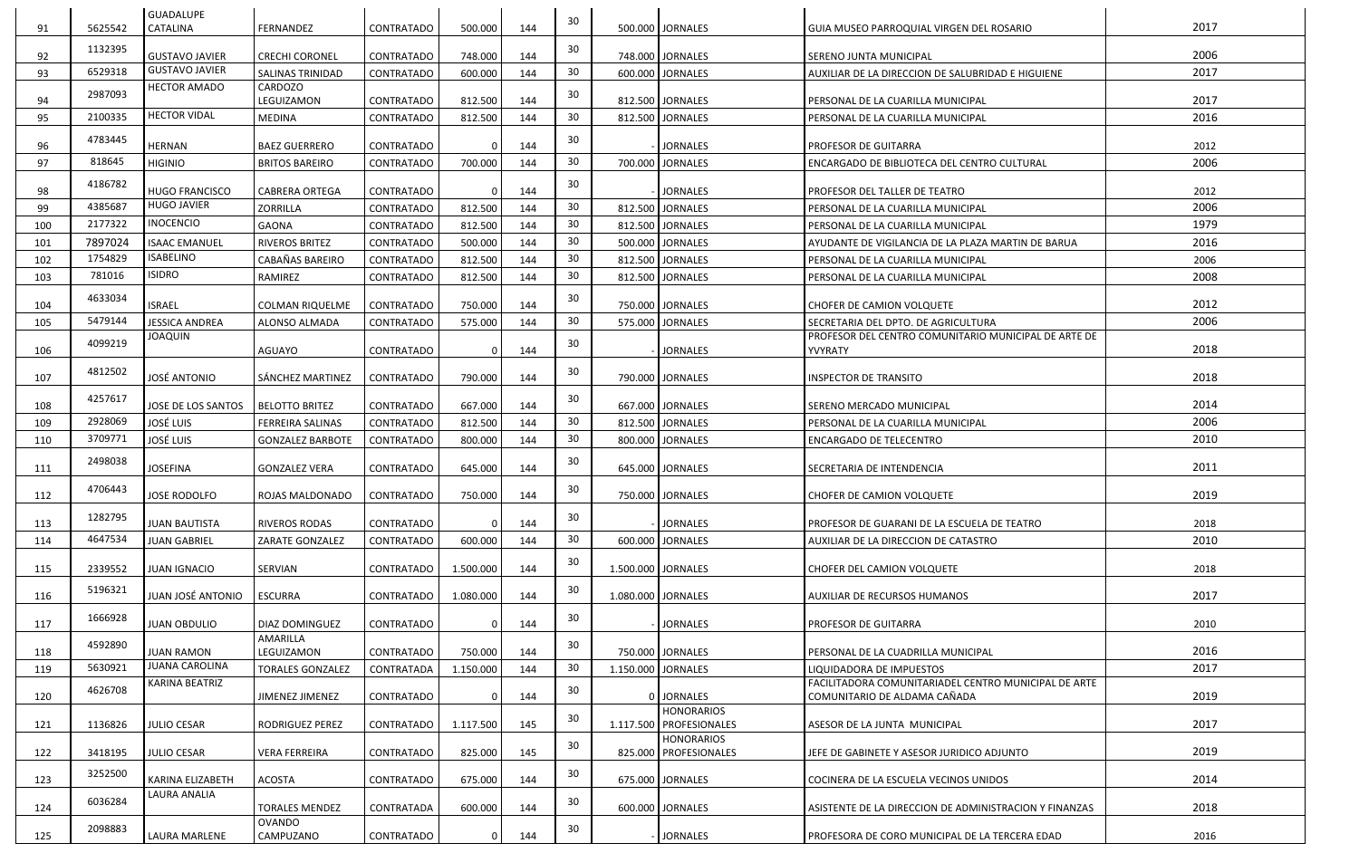| | | | | | | | | | | | |
|---|---|---|---|---|---|---|---|---|---|---|---|
| 91 | 5625542 | GUADALUPE CATALINA | FERNANDEZ | CONTRATADO | 500.000 | 144 | 30 | 500.000 | JORNALES | GUIA MUSEO PARROQUIAL VIRGEN DEL ROSARIO | 2017 |
| 92 | 1132395 | GUSTAVO JAVIER | CRECHI CORONEL | CONTRATADO | 748.000 | 144 | 30 | 748.000 | JORNALES | SERENO JUNTA MUNICIPAL | 2006 |
| 93 | 6529318 | GUSTAVO JAVIER | SALINAS TRINIDAD | CONTRATADO | 600.000 | 144 | 30 | 600.000 | JORNALES | AUXILIAR DE LA DIRECCION DE SALUBRIDAD E HIGUIENE | 2017 |
| 94 | 2987093 | HECTOR AMADO | CARDOZO LEGUIZAMON | CONTRATADO | 812.500 | 144 | 30 | 812.500 | JORNALES | PERSONAL DE LA CUARILLA MUNICIPAL | 2017 |
| 95 | 2100335 | HECTOR VIDAL | MEDINA | CONTRATADO | 812.500 | 144 | 30 | 812.500 | JORNALES | PERSONAL DE LA CUARILLA MUNICIPAL | 2016 |
| 96 | 4783445 | HERNAN | BAEZ GUERRERO | CONTRATADO | 0 | 144 | 30 | - | JORNALES | PROFESOR DE GUITARRA | 2012 |
| 97 | 818645 | HIGINIO | BRITOS BAREIRO | CONTRATADO | 700.000 | 144 | 30 | 700.000 | JORNALES | ENCARGADO DE BIBLIOTECA DEL CENTRO CULTURAL | 2006 |
| 98 | 4186782 | HUGO FRANCISCO | CABRERA ORTEGA | CONTRATADO | 0 | 144 | 30 | - | JORNALES | PROFESOR DEL TALLER DE TEATRO | 2012 |
| 99 | 4385687 | HUGO JAVIER | ZORRILLA | CONTRATADO | 812.500 | 144 | 30 | 812.500 | JORNALES | PERSONAL DE LA CUARILLA MUNICIPAL | 2006 |
| 100 | 2177322 | INOCENCIO | GAONA | CONTRATADO | 812.500 | 144 | 30 | 812.500 | JORNALES | PERSONAL DE LA CUARILLA MUNICIPAL | 1979 |
| 101 | 7897024 | ISAAC EMANUEL | RIVEROS BRITEZ | CONTRATADO | 500.000 | 144 | 30 | 500.000 | JORNALES | AYUDANTE DE VIGILANCIA DE LA PLAZA MARTIN DE BARUA | 2016 |
| 102 | 1754829 | ISABELINO | CABAÑAS BAREIRO | CONTRATADO | 812.500 | 144 | 30 | 812.500 | JORNALES | PERSONAL DE LA CUARILLA MUNICIPAL | 2006 |
| 103 | 781016 | ISIDRO | RAMIREZ | CONTRATADO | 812.500 | 144 | 30 | 812.500 | JORNALES | PERSONAL DE LA CUARILLA MUNICIPAL | 2008 |
| 104 | 4633034 | ISRAEL | COLMAN RIQUELME | CONTRATADO | 750.000 | 144 | 30 | 750.000 | JORNALES | CHOFER DE CAMION VOLQUETE | 2012 |
| 105 | 5479144 | JESSICA ANDREA | ALONSO ALMADA | CONTRATADO | 575.000 | 144 | 30 | 575.000 | JORNALES | SECRETARIA DEL DPTO. DE AGRICULTURA | 2006 |
| 106 | 4099219 | JOAQUIN | AGUAYO | CONTRATADO | 0 | 144 | 30 | - | JORNALES | PROFESOR DEL CENTRO COMUNITARIO MUNICIPAL DE ARTE DE YVYRATY | 2018 |
| 107 | 4812502 | JOSÉ ANTONIO | SÁNCHEZ MARTINEZ | CONTRATADO | 790.000 | 144 | 30 | 790.000 | JORNALES | INSPECTOR DE TRANSITO | 2018 |
| 108 | 4257617 | JOSE DE LOS SANTOS | BELOTTO BRITEZ | CONTRATADO | 667.000 | 144 | 30 | 667.000 | JORNALES | SERENO MERCADO MUNICIPAL | 2014 |
| 109 | 2928069 | JOSÉ LUIS | FERREIRA SALINAS | CONTRATADO | 812.500 | 144 | 30 | 812.500 | JORNALES | PERSONAL DE LA CUARILLA MUNICIPAL | 2006 |
| 110 | 3709771 | JOSÉ LUIS | GONZALEZ BARBOTE | CONTRATADO | 800.000 | 144 | 30 | 800.000 | JORNALES | ENCARGADO DE TELECENTRO | 2010 |
| 111 | 2498038 | JOSEFINA | GONZALEZ VERA | CONTRATADO | 645.000 | 144 | 30 | 645.000 | JORNALES | SECRETARIA DE INTENDENCIA | 2011 |
| 112 | 4706443 | JOSE RODOLFO | ROJAS MALDONADO | CONTRATADO | 750.000 | 144 | 30 | 750.000 | JORNALES | CHOFER DE CAMION VOLQUETE | 2019 |
| 113 | 1282795 | JUAN BAUTISTA | RIVEROS RODAS | CONTRATADO | 0 | 144 | 30 | - | JORNALES | PROFESOR DE GUARANI DE LA ESCUELA DE TEATRO | 2018 |
| 114 | 4647534 | JUAN GABRIEL | ZARATE GONZALEZ | CONTRATADO | 600.000 | 144 | 30 | 600.000 | JORNALES | AUXILIAR DE LA DIRECCION DE CATASTRO | 2010 |
| 115 | 2339552 | JUAN IGNACIO | SERVIAN | CONTRATADO | 1.500.000 | 144 | 30 | 1.500.000 | JORNALES | CHOFER DEL CAMION VOLQUETE | 2018 |
| 116 | 5196321 | JUAN JOSÉ ANTONIO | ESCURRA | CONTRATADO | 1.080.000 | 144 | 30 | 1.080.000 | JORNALES | AUXILIAR DE RECURSOS HUMANOS | 2017 |
| 117 | 1666928 | JUAN OBDULIO | DIAZ DOMINGUEZ | CONTRATADO | 0 | 144 | 30 | - | JORNALES | PROFESOR DE GUITARRA | 2010 |
| 118 | 4592890 | JUAN RAMON | AMARILLA LEGUIZAMON | CONTRATADO | 750.000 | 144 | 30 | 750.000 | JORNALES | PERSONAL DE LA CUADRILLA MUNICIPAL | 2016 |
| 119 | 5630921 | JUANA CAROLINA | TORALES GONZALEZ | CONTRATADA | 1.150.000 | 144 | 30 | 1.150.000 | JORNALES | LIQUIDADOR DE IMPUESTOS | 2017 |
| 120 | 4626708 | KARINA BEATRIZ | JIMENEZ JIMENEZ | CONTRATADO | 0 | 144 | 30 | 0 | JORNALES | FACILITADORA COMUNITARIADEL CENTRO MUNICIPAL DE ARTE COMUNITARIO DE ALDAMA CAÑADA | 2019 |
| 121 | 1136826 | JULIO CESAR | RODRIGUEZ PEREZ | CONTRATADO | 1.117.500 | 145 | 30 | 1.117.500 | HONORARIOS PROFESIONALES | ASESOR DE LA JUNTA MUNICIPAL | 2017 |
| 122 | 3418195 | JULIO CESAR | VERA FERREIRA | CONTRATADO | 825.000 | 145 | 30 | 825.000 | HONORARIOS PROFESIONALES | JEFE DE GABINETE Y ASESOR JURIDICO ADJUNTO | 2019 |
| 123 | 3252500 | KARINA ELIZABETH | ACOSTA | CONTRATADO | 675.000 | 144 | 30 | 675.000 | JORNALES | COCINERA DE LA ESCUELA VECINOS UNIDOS | 2014 |
| 124 | 6036284 | LAURA ANALIA | TORALES MENDEZ | CONTRATADA | 600.000 | 144 | 30 | 600.000 | JORNALES | ASISTENTE DE LA DIRECCION DE ADMINISTRACION Y FINANZAS | 2018 |
| 125 | 2098883 | LAURA MARLENE | OVANDO CAMPUZANO | CONTRATADO | 0 | 144 | 30 | - | JORNALES | PROFESORA DE CORO MUNICIPAL DE LA TERCERA EDAD | 2016 |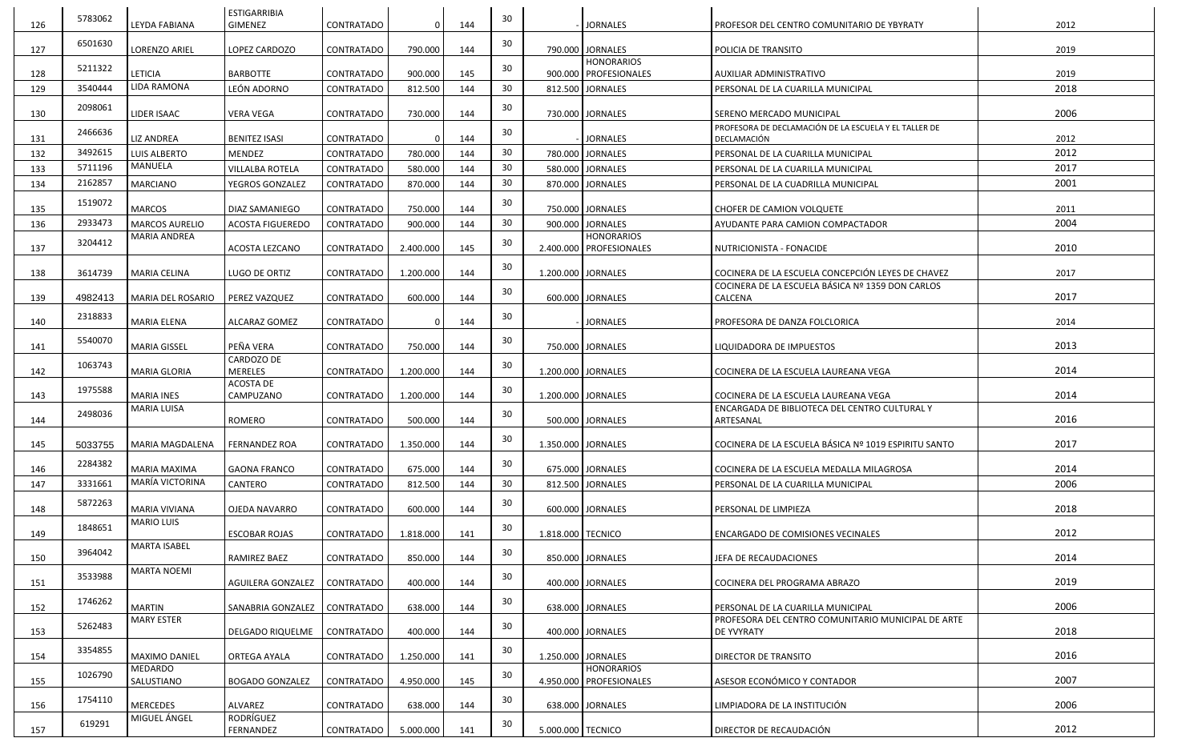| | | | | | | | | | | | |
|---|---|---|---|---|---|---|---|---|---|---|---|
| 126 | 5783062 | LEYDA FABIANA | ESTIGARRIBIA GIMENEZ | CONTRATADO | 0 | 144 | 30 | - | JORNALES | PROFESOR DEL CENTRO COMUNITARIO DE YBYRATY | 2012 |
| 127 | 6501630 | LORENZO ARIEL | LOPEZ CARDOZO | CONTRATADO | 790.000 | 144 | 30 | 790.000 | JORNALES | POLICIA DE TRANSITO | 2019 |
| 128 | 5211322 | LETICIA | BARBOTTE | CONTRATADO | 900.000 | 145 | 30 | 900.000 | HONORARIOS PROFESIONALES | AUXILIAR ADMINISTRATIVO | 2019 |
| 129 | 3540444 | LIDA RAMONA | LEÓN ADORNO | CONTRATADO | 812.500 | 144 | 30 | 812.500 | JORNALES | PERSONAL DE LA CUARILLA MUNICIPAL | 2018 |
| 130 | 2098061 | LIDER ISAAC | VERA VEGA | CONTRATADO | 730.000 | 144 | 30 | 730.000 | JORNALES | SERENO MERCADO MUNICIPAL | 2006 |
| 131 | 2466636 | LIZ ANDREA | BENITEZ ISASI | CONTRATADO | 0 | 144 | 30 | - | JORNALES | PROFESORA DE DECLAMACIÓN DE LA ESCUELA Y EL TALLER DE DECLAMACIÓN | 2012 |
| 132 | 3492615 | LUIS ALBERTO | MENDEZ | CONTRATADO | 780.000 | 144 | 30 | 780.000 | JORNALES | PERSONAL DE LA CUARILLA MUNICIPAL | 2012 |
| 133 | 5711196 | MANUELA | VILLALBA ROTELA | CONTRATADO | 580.000 | 144 | 30 | 580.000 | JORNALES | PERSONAL DE LA CUARILLA MUNICIPAL | 2017 |
| 134 | 2162857 | MARCIANO | YEGROS GONZALEZ | CONTRATADO | 870.000 | 144 | 30 | 870.000 | JORNALES | PERSONAL DE LA CUADRILLA MUNICIPAL | 2001 |
| 135 | 1519072 | MARCOS | DIAZ SAMANIEGO | CONTRATADO | 750.000 | 144 | 30 | 750.000 | JORNALES | CHOFER DE CAMION VOLQUETE | 2011 |
| 136 | 2933473 | MARCOS AURELIO | ACOSTA FIGUEREDO | CONTRATADO | 900.000 | 144 | 30 | 900.000 | JORNALES | AYUDANTE PARA CAMION COMPACTADOR | 2004 |
| 137 | 3204412 | MARIA ANDREA | ACOSTA LEZCANO | CONTRATADO | 2.400.000 | 145 | 30 | 2.400.000 | HONORARIOS PROFESIONALES | NUTRICIONISTA - FONACIDE | 2010 |
| 138 | 3614739 | MARIA CELINA | LUGO DE ORTIZ | CONTRATADO | 1.200.000 | 144 | 30 | 1.200.000 | JORNALES | COCINERA DE LA ESCUELA CONCEPCIÓN LEYES DE CHAVEZ | 2017 |
| 139 | 4982413 | MARIA DEL ROSARIO | PEREZ VAZQUEZ | CONTRATADO | 600.000 | 144 | 30 | 600.000 | JORNALES | COCINERA DE LA ESCUELA BÁSICA Nº 1359 DON CARLOS CALCENA | 2017 |
| 140 | 2318833 | MARIA ELENA | ALCARAZ GOMEZ | CONTRATADO | 0 | 144 | 30 | - | JORNALES | PROFESORA DE DANZA FOLCLORICA | 2014 |
| 141 | 5540070 | MARIA GISSEL | PEÑA VERA | CONTRATADO | 750.000 | 144 | 30 | 750.000 | JORNALES | LIQUIDADORA DE IMPUESTOS | 2013 |
| 142 | 1063743 | MARIA GLORIA | CARDOZO DE MERELES | CONTRATADO | 1.200.000 | 144 | 30 | 1.200.000 | JORNALES | COCINERA DE LA ESCUELA LAUREANA VEGA | 2014 |
| 143 | 1975588 | MARIA INES | ACOSTA DE CAMPUZANO | CONTRATADO | 1.200.000 | 144 | 30 | 1.200.000 | JORNALES | COCINERA DE LA ESCUELA LAUREANA VEGA | 2014 |
| 144 | 2498036 | MARIA LUISA | ROMERO | CONTRATADO | 500.000 | 144 | 30 | 500.000 | JORNALES | ENCARGADA DE BIBLIOTECA DEL CENTRO CULTURAL Y ARTESANAL | 2016 |
| 145 | 5033755 | MARIA MAGDALENA | FERNANDEZ ROA | CONTRATADO | 1.350.000 | 144 | 30 | 1.350.000 | JORNALES | COCINERA DE LA ESCUELA BÁSICA Nº 1019 ESPIRITU SANTO | 2017 |
| 146 | 2284382 | MARIA MAXIMA | GAONA FRANCO | CONTRATADO | 675.000 | 144 | 30 | 675.000 | JORNALES | COCINERA DE LA ESCUELA MEDALLA MILAGROSA | 2014 |
| 147 | 3331661 | MARÍA VICTORINA | CANTERO | CONTRATADO | 812.500 | 144 | 30 | 812.500 | JORNALES | PERSONAL DE LA CUARILLA MUNICIPAL | 2006 |
| 148 | 5872263 | MARIA VIVIANA | OJEDA NAVARRO | CONTRATADO | 600.000 | 144 | 30 | 600.000 | JORNALES | PERSONAL DE LIMPIEZA | 2018 |
| 149 | 1848651 | MARIO LUIS | ESCOBAR ROJAS | CONTRATADO | 1.818.000 | 141 | 30 | 1.818.000 | TECNICO | ENCARGADO DE COMISIONES VECINALES | 2012 |
| 150 | 3964042 | MARTA ISABEL | RAMIREZ BAEZ | CONTRATADO | 850.000 | 144 | 30 | 850.000 | JORNALES | JEFA DE RECAUDACIONES | 2014 |
| 151 | 3533988 | MARTA NOEMI | AGUILERA GONZALEZ | CONTRATADO | 400.000 | 144 | 30 | 400.000 | JORNALES | COCINERA DEL PROGRAMA ABRAZO | 2019 |
| 152 | 1746262 | MARTIN | SANABRIA GONZALEZ | CONTRATADO | 638.000 | 144 | 30 | 638.000 | JORNALES | PERSONAL DE LA CUARILLA MUNICIPAL | 2006 |
| 153 | 5262483 | MARY ESTER | DELGADO RIQUELME | CONTRATADO | 400.000 | 144 | 30 | 400.000 | JORNALES | PROFESORA DEL CENTRO COMUNITARIO MUNICIPAL DE ARTE DE YVYRATY | 2018 |
| 154 | 3354855 | MAXIMO DANIEL | ORTEGA AYALA | CONTRATADO | 1.250.000 | 141 | 30 | 1.250.000 | JORNALES | DIRECTOR DE TRANSITO | 2016 |
| 155 | 1026790 | MEDARDO SALUSTIANO | BOGADO GONZALEZ | CONTRATADO | 4.950.000 | 145 | 30 | 4.950.000 | HONORARIOS PROFESIONALES | ASESOR ECONÓMICO Y CONTADOR | 2007 |
| 156 | 1754110 | MERCEDES | ALVAREZ | CONTRATADO | 638.000 | 144 | 30 | 638.000 | JORNALES | LIMPIADORA DE LA INSTITUCIÓN | 2006 |
| 157 | 619291 | MIGUEL ÁNGEL | RODRÍGUEZ FERNANDEZ | CONTRATADO | 5.000.000 | 141 | 30 | 5.000.000 | TECNICO | DIRECTOR DE RECAUDACIÓN | 2012 |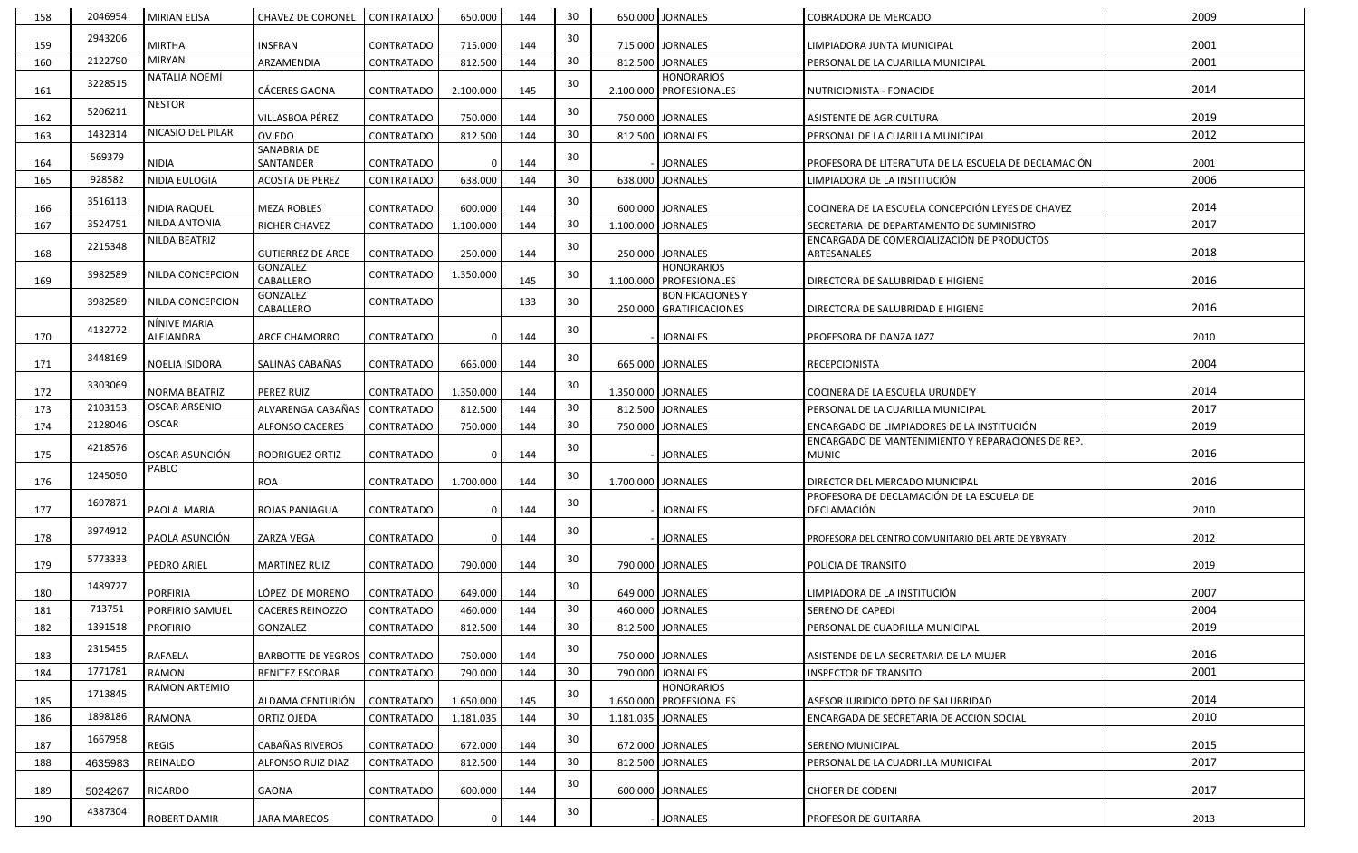| | | | | | | | | | | | |
|---|---|---|---|---|---|---|---|---|---|---|---|
| 158 | 2046954 | MIRIAN ELISA | CHAVEZ DE CORONEL | CONTRATADO | 650.000 | 144 | 30 | 650.000 | JORNALES | COBRADORA DE MERCADO | 2009 |
| 159 | 2943206 | MIRTHA | INSFRAN | CONTRATADO | 715.000 | 144 | 30 | 715.000 | JORNALES | LIMPIADORA JUNTA MUNICIPAL | 2001 |
| 160 | 2122790 | MIRYAN | ARZAMENDIA | CONTRATADO | 812.500 | 144 | 30 | 812.500 | JORNALES | PERSONAL DE LA CUARILLA MUNICIPAL | 2001 |
| 161 | 3228515 | NATALIA NOEMÍ | CÁCERES GAONA | CONTRATADO | 2.100.000 | 145 | 30 | 2.100.000 | HONORARIOS PROFESIONALES | NUTRICIONISTA - FONACIDE | 2014 |
| 162 | 5206211 | NESTOR | VILLASBOA PÉREZ | CONTRATADO | 750.000 | 144 | 30 | 750.000 | JORNALES | ASISTENTE DE AGRICULTURA | 2019 |
| 163 | 1432314 | NICASIO DEL PILAR | OVIEDO | CONTRATADO | 812.500 | 144 | 30 | 812.500 | JORNALES | PERSONAL DE LA CUARILLA MUNICIPAL | 2012 |
| 164 | 569379 | NIDIA | SANABRIA DE SANTANDER | CONTRATADO | 0 | 144 | 30 | - | JORNALES | PROFESORA DE LITERATUTA DE LA ESCUELA DE DECLAMACIÓN | 2001 |
| 165 | 928582 | NIDIA EULOGIA | ACOSTA DE PEREZ | CONTRATADO | 638.000 | 144 | 30 | 638.000 | JORNALES | LIMPIADORA DE LA INSTITUCIÓN | 2006 |
| 166 | 3516113 | NIDIA RAQUEL | MEZA ROBLES | CONTRATADO | 600.000 | 144 | 30 | 600.000 | JORNALES | COCINERA DE LA ESCUELA CONCEPCIÓN LEYES DE CHAVEZ | 2014 |
| 167 | 3524751 | NILDA ANTONIA | RICHER CHAVEZ | CONTRATADO | 1.100.000 | 144 | 30 | 1.100.000 | JORNALES | SECRETARIA DE DEPARTAMENTO DE SUMINISTRO | 2017 |
| 168 | 2215348 | NILDA BEATRIZ | GUTIERREZ DE ARCE | CONTRATADO | 250.000 | 144 | 30 | 250.000 | JORNALES | ENCARGADA DE COMERCIALIZACIÓN DE PRODUCTOS ARTESANALES | 2018 |
| 169 | 3982589 | NILDA CONCEPCION | GONZALEZ CABALLERO | CONTRATADO | 1.350.000 | 145 | 30 | 1.100.000 | HONORARIOS PROFESIONALES | DIRECTORA DE SALUBRIDAD E HIGIENE | 2016 |
| | 3982589 | NILDA CONCEPCION | GONZALEZ CABALLERO | CONTRATADO | | 133 | 30 | 250.000 | BONIFICACIONES Y GRATIFICACIONES | DIRECTORA DE SALUBRIDAD E HIGIENE | 2016 |
| 170 | 4132772 | NÍNIVE MARIA ALEJANDRA | ARCE CHAMORRO | CONTRATADO | 0 | 144 | 30 | - | JORNALES | PROFESORA DE DANZA JAZZ | 2010 |
| 171 | 3448169 | NOELIA ISIDORA | SALINAS CABAÑAS | CONTRATADO | 665.000 | 144 | 30 | 665.000 | JORNALES | RECEPCIONISTA | 2004 |
| 172 | 3303069 | NORMA BEATRIZ | PEREZ RUIZ | CONTRATADO | 1.350.000 | 144 | 30 | 1.350.000 | JORNALES | COCINERA DE LA ESCUELA URUNDE'Y | 2014 |
| 173 | 2103153 | OSCAR ARSENIO | ALVARENGA CABAÑAS | CONTRATADO | 812.500 | 144 | 30 | 812.500 | JORNALES | PERSONAL DE LA CUARILLA MUNICIPAL | 2017 |
| 174 | 2128046 | OSCAR | ALFONSO CACERES | CONTRATADO | 750.000 | 144 | 30 | 750.000 | JORNALES | ENCARGADO DE LIMPIADORES DE LA INSTITUCIÓN | 2019 |
| 175 | 4218576 | OSCAR ASUNCIÓN | RODRIGUEZ ORTIZ | CONTRATADO | 0 | 144 | 30 | - | JORNALES | ENCARGADO DE MANTENIMIENTO Y REPARACIONES DE REP. MUNIC | 2016 |
| 176 | 1245050 | PABLO | ROA | CONTRATADO | 1.700.000 | 144 | 30 | 1.700.000 | JORNALES | DIRECTOR DEL MERCADO MUNICIPAL | 2016 |
| 177 | 1697871 | PAOLA MARIA | ROJAS PANIAGUA | CONTRATADO | 0 | 144 | 30 | - | JORNALES | PROFESORA DE DECLAMACIÓN DE LA ESCUELA DE DECLAMACIÓN | 2010 |
| 178 | 3974912 | PAOLA ASUNCIÓN | ZARZA VEGA | CONTRATADO | 0 | 144 | 30 | - | JORNALES | PROFESORA DEL CENTRO COMUNITARIO DEL ARTE DE YBYRATY | 2012 |
| 179 | 5773333 | PEDRO ARIEL | MARTINEZ RUIZ | CONTRATADO | 790.000 | 144 | 30 | 790.000 | JORNALES | POLICIA DE TRANSITO | 2019 |
| 180 | 1489727 | PORFIRIA | LÓPEZ DE MORENO | CONTRATADO | 649.000 | 144 | 30 | 649.000 | JORNALES | LIMPIADORA DE LA INSTITUCIÓN | 2007 |
| 181 | 713751 | PORFIRIO SAMUEL | CACERES REINOZZO | CONTRATADO | 460.000 | 144 | 30 | 460.000 | JORNALES | SERENO DE CAPEDI | 2004 |
| 182 | 1391518 | PROFIRIO | GONZALEZ | CONTRATADO | 812.500 | 144 | 30 | 812.500 | JORNALES | PERSONAL DE CUADRILLA MUNICIPAL | 2019 |
| 183 | 2315455 | RAFAELA | BARBOTTE DE YEGROS | CONTRATADO | 750.000 | 144 | 30 | 750.000 | JORNALES | ASISTENDE DE LA SECRETARIA DE LA MUJER | 2016 |
| 184 | 1771781 | RAMON | BENITEZ ESCOBAR | CONTRATADO | 790.000 | 144 | 30 | 790.000 | JORNALES | INSPECTOR DE TRANSITO | 2001 |
| 185 | 1713845 | RAMON ARTEMIO | ALDAMA CENTURIÓN | CONTRATADO | 1.650.000 | 145 | 30 | 1.650.000 | HONORARIOS PROFESIONALES | ASESOR JURIDICO DPTO DE SALUBRIDAD | 2014 |
| 186 | 1898186 | RAMONA | ORTIZ OJEDA | CONTRATADO | 1.181.035 | 144 | 30 | 1.181.035 | JORNALES | ENCARGADA DE SECRETARIA DE ACCION SOCIAL | 2010 |
| 187 | 1667958 | REGIS | CABAÑAS RIVEROS | CONTRATADO | 672.000 | 144 | 30 | 672.000 | JORNALES | SERENO MUNICIPAL | 2015 |
| 188 | 4635983 | REINALDO | ALFONSO RUIZ DIAZ | CONTRATADO | 812.500 | 144 | 30 | 812.500 | JORNALES | PERSONAL DE LA CUADRILLA MUNICIPAL | 2017 |
| 189 | 5024267 | RICARDO | GAONA | CONTRATADO | 600.000 | 144 | 30 | 600.000 | JORNALES | CHOFER DE CODENI | 2017 |
| 190 | 4387304 | ROBERT DAMIR | JARA MARECOS | CONTRATADO | 0 | 144 | 30 | - | JORNALES | PROFESOR DE GUITARRA | 2013 |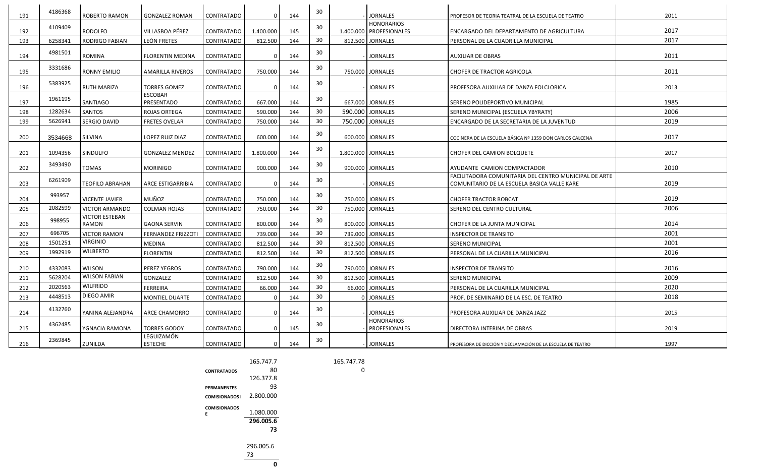| | | | | | | | | | | | |
|---|---|---|---|---|---|---|---|---|---|---|---|
| 191 | 4186368 | ROBERTO RAMON | GONZALEZ ROMAN | CONTRATADO | 0 | 144 | 30 | - | JORNALES | PROFESOR DE TEORIA TEATRAL DE LA ESCUELA DE TEATRO | 2011 |
| 192 | 4109409 | RODOLFO | VILLASBOA PÉREZ | CONTRATADO | 1.400.000 | 145 | 30 | 1.400.000 | HONORARIOS PROFESIONALES | ENCARGADO DEL DEPARTAMENTO DE AGRICULTURA | 2017 |
| 193 | 6258341 | RODRIGO FABIAN | LEÓN FRETES | CONTRATADO | 812.500 | 144 | 30 | 812.500 | JORNALES | PERSONAL DE LA CUADRILLA MUNICIPAL | 2017 |
| 194 | 4981501 | ROMINA | FLORENTIN MEDINA | CONTRATADO | 0 | 144 | 30 | - | JORNALES | AUXILIAR DE OBRAS | 2011 |
| 195 | 3331686 | RONNY EMILIO | AMARILLA RIVEROS | CONTRATADO | 750.000 | 144 | 30 | 750.000 | JORNALES | CHOFER DE TRACTOR AGRICOLA | 2011 |
| 196 | 5383925 | RUTH MARIZA | TORRES GOMEZ | CONTRATADO | 0 | 144 | 30 | - | JORNALES | PROFESORA AUXILIAR DE DANZA FOLCLORICA | 2013 |
| 197 | 1961195 | SANTIAGO | ESCOBAR PRESENTADO | CONTRATADO | 667.000 | 144 | 30 | 667.000 | JORNALES | SERENO POLIDEPORTIVO MUNICIPAL | 1985 |
| 198 | 1282634 | SANTOS | ROJAS ORTEGA | CONTRATADO | 590.000 | 144 | 30 | 590.000 | JORNALES | SERENO MUNICIPAL (ESCUELA YBYRATY) | 2006 |
| 199 | 5626941 | SERGIO DAVID | FRETES OVELAR | CONTRATADO | 750.000 | 144 | 30 | 750.000 | JORNALES | ENCARGADO DE LA SECRETARIA DE LA JUVENTUD | 2019 |
| 200 | 3534668 | SILVINA | LOPEZ RUIZ DIAZ | CONTRATADO | 600.000 | 144 | 30 | 600.000 | JORNALES | COCINERA DE LA ESCUELA BÁSICA Nº 1359 DON CARLOS CALCENA | 2017 |
| 201 | 1094356 | SINDULFO | GONZALEZ MENDEZ | CONTRATADO | 1.800.000 | 144 | 30 | 1.800.000 | JORNALES | CHOFER DEL CAMION BOLQUETE | 2017 |
| 202 | 3493490 | TOMAS | MORINIGO | CONTRATADO | 900.000 | 144 | 30 | 900.000 | JORNALES | AYUDANTE CAMION COMPACTADOR | 2010 |
| 203 | 6261909 | TEOFILO ABRAHAN | ARCE ESTIGARRIBIA | CONTRATADO | 0 | 144 | 30 | - | JORNALES | FACILITADORA COMUNITARIA DEL CENTRO MUNICIPAL DE ARTE COMUNITARIO DE LA ESCUELA BASICA VALLE KARE | 2019 |
| 204 | 993957 | VICENTE JAVIER | MUÑOZ | CONTRATADO | 750.000 | 144 | 30 | 750.000 | JORNALES | CHOFER TRACTOR BOBCAT | 2019 |
| 205 | 2082599 | VICTOR ARMANDO | COLMAN ROJAS | CONTRATADO | 750.000 | 144 | 30 | 750.000 | JORNALES | SERENO DEL CENTRO CULTURAL | 2006 |
| 206 | 998955 | VICTOR ESTEBAN RAMON | GAONA SERVIN | CONTRATADO | 800.000 | 144 | 30 | 800.000 | JORNALES | CHOFER DE LA JUNTA MUNICIPAL | 2014 |
| 207 | 696705 | VICTOR RAMON | FERNANDEZ FRIZZOTI | CONTRATADO | 739.000 | 144 | 30 | 739.000 | JORNALES | INSPECTOR DE TRANSITO | 2001 |
| 208 | 1501251 | VIRGINIO | MEDINA | CONTRATADO | 812.500 | 144 | 30 | 812.500 | JORNALES | SERENO MUNICIPAL | 2001 |
| 209 | 1992919 | WILBERTO | FLORENTIN | CONTRATADO | 812.500 | 144 | 30 | 812.500 | JORNALES | PERSONAL DE LA CUARILLA MUNICIPAL | 2016 |
| 210 | 4332083 | WILSON | PEREZ YEGROS | CONTRATADO | 790.000 | 144 | 30 | 790.000 | JORNALES | INSPECTOR DE TRANSITO | 2016 |
| 211 | 5628204 | WILSON FABIAN | GONZALEZ | CONTRATADO | 812.500 | 144 | 30 | 812.500 | JORNALES | SERENO MUNICIPAL | 2009 |
| 212 | 2020563 | WILFRIDO | FERREIRA | CONTRATADO | 66.000 | 144 | 30 | 66.000 | JORNALES | PERSONAL DE LA CUARILLA MUNICIPAL | 2020 |
| 213 | 4448513 | DIEGO AMIR | MONTIEL DUARTE | CONTRATADO | 0 | 144 | 30 | 0 | JORNALES | PROF. DE SEMINARIO DE LA ESC. DE TEATRO | 2018 |
| 214 | 4132760 | YANINA ALEJANDRA | ARCE CHAMORRO | CONTRATADO | 0 | 144 | 30 | - | JORNALES | PROFESORA AUXILIAR DE DANZA JAZZ | 2015 |
| 215 | 4362485 | YGNACIA RAMONA | TORRES GODOY | CONTRATADO | 0 | 145 | 30 | - | HONORARIOS PROFESIONALES | DIRECTORA INTERINA DE OBRAS | 2019 |
| 216 | 2369845 | ZUNILDA | LEGUIZAMÓN ESTECHE | CONTRATADO | 0 | 144 | 30 | - | JORNALES | PROFESORA DE DICCIÓN Y DECLAMACIÓN DE LA ESCUELA DE TEATRO | 1997 |

| | | |
|---|---|---|
| CONTRATADOS | 165.747.780 | 165.747.78 0 |
| PERMANENTES | 126.377.893 | |
| COMISIONADOS I | 2.800.000 | |
| COMISIONADOS E | 1.080.000 | |
| | **296.005.673** | |

296.005.673

**0**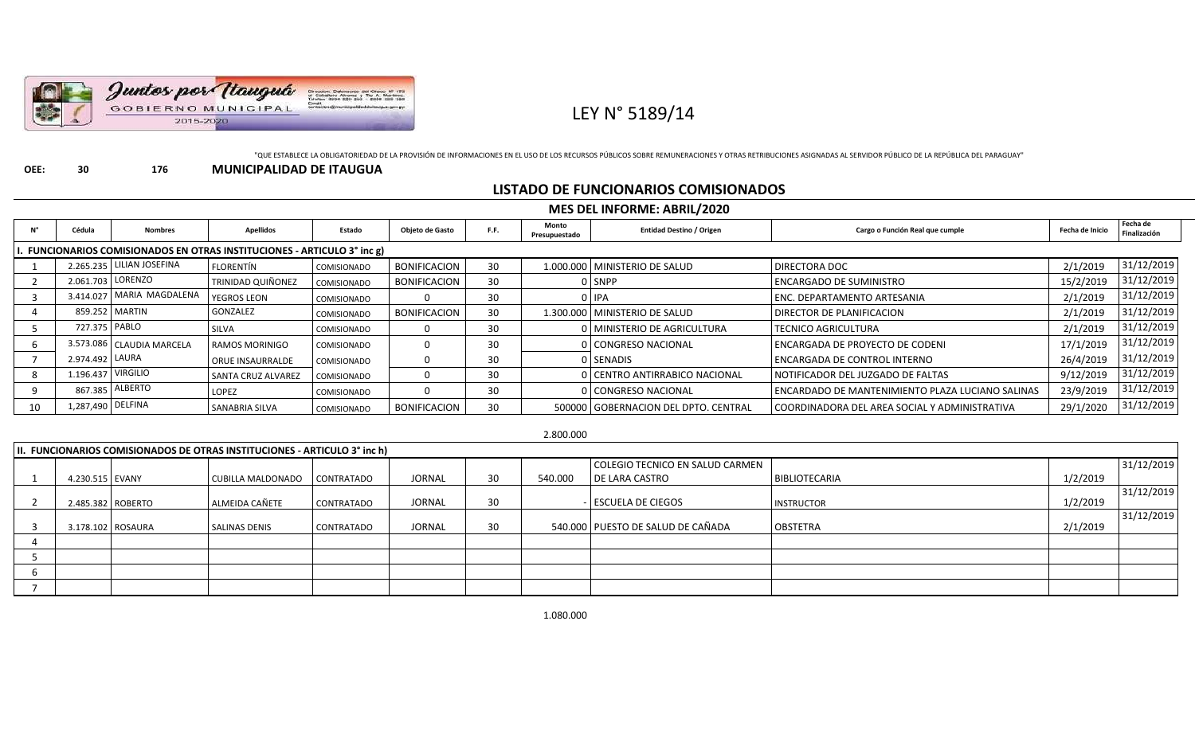Juntos por Itauguá
GOBIERNO MUNICIPAL
2015-2020

# LEY N° 5189/14

"QUE ESTABLECE LA OBLIGATORIEDAD DE LA PROVISIÓN DE INFORMACIONES EN EL USO DE LOS RECURSOS PÚBLICOS SOBRE REMUNERACIONES Y OTRAS RETRIBUCIONES ASIGNADAS AL SERVIDOR PÚBLICO DE LA REPÚBLICA DEL PARAGUAY"

**OEE: 30 176 MUNICIPALIDAD DE ITAUGUA**

## LISTADO DE FUNCIONARIOS COMISIONADOS

### MES DEL INFORME: ABRIL/2020

| N° | Cédula | Nombres | Apellidos | Estado | Objeto de Gasto | F.F. | Monto Presupuestado | Entidad Destino / Origen | Cargo o Función Real que cumple | Fecha de Inicio | Fecha de Finalización |
|---|---|---|---|---|---|---|---|---|---|---|---|
| **I. FUNCIONARIOS COMISIONADOS EN OTRAS INSTITUCIONES - ARTICULO 3° inc g)** | | | | | | | | | | | |
| 1 | 2.265.235 | LILIAN JOSEFINA | FLORENTÍN | COMISIONADO | BONIFICACION | 30 | 1.000.000 | MINISTERIO DE SALUD | DIRECTORA DOC | 2/1/2019 | 31/12/2019 |
| 2 | 2.061.703 | LORENZO | TRINIDAD QUIÑONEZ | COMISIONADO | BONIFICACION | 30 | 0 | SNPP | ENCARGADO DE SUMINISTRO | 15/2/2019 | 31/12/2019 |
| 3 | 3.414.027 | MARIA MAGDALENA | YEGROS LEON | COMISIONADO | 0 | 30 | 0 | IPA | ENC. DEPARTAMENTO ARTESANIA | 2/1/2019 | 31/12/2019 |
| 4 | 859.252 | MARTIN | GONZALEZ | COMISIONADO | BONIFICACION | 30 | 1.300.000 | MINISTERIO DE SALUD | DIRECTOR DE PLANIFICACION | 2/1/2019 | 31/12/2019 |
| 5 | 727.375 | PABLO | SILVA | COMISIONADO | 0 | 30 | 0 | MINISTERIO DE AGRICULTURA | TECNICO AGRICULTURA | 2/1/2019 | 31/12/2019 |
| 6 | 3.573.086 | CLAUDIA MARCELA | RAMOS MORINIGO | COMISIONADO | 0 | 30 | 0 | CONGRESO NACIONAL | ENCARGADA DE PROYECTO DE CODENI | 17/1/2019 | 31/12/2019 |
| 7 | 2.974.492 | LAURA | ORUE INSAURRALDE | COMISIONADO | 0 | 30 | 0 | SENADIS | ENCARGADA DE CONTROL INTERNO | 26/4/2019 | 31/12/2019 |
| 8 | 1.196.437 | VIRGILIO | SANTA CRUZ ALVAREZ | COMISIONADO | 0 | 30 | 0 | CENTRO ANTIRRABICO NACIONAL | NOTIFICADOR DEL JUZGADO DE FALTAS | 9/12/2019 | 31/12/2019 |
| 9 | 867.385 | ALBERTO | LOPEZ | COMISIONADO | 0 | 30 | 0 | CONGRESO NACIONAL | ENCARDADO DE MANTENIMIENTO PLAZA LUCIANO SALINAS | 23/9/2019 | 31/12/2019 |
| 10 | 1,287,490 | DELFINA | SANABRIA SILVA | COMISIONADO | BONIFICACION | 30 | 500000 | GOBERNACION DEL DPTO. CENTRAL | COORDINADORA DEL AREA SOCIAL Y ADMINISTRATIVA | 29/1/2020 | 31/12/2019 |
| | | | | | | | 2.800.000 | | | | |

| N° | Cédula | Nombres | Apellidos | Estado | Objeto de Gasto | F.F. | Monto Presupuestado | Entidad Destino / Origen | Cargo o Función Real que cumple | Fecha de Inicio | Fecha de Finalización |
|---|---|---|---|---|---|---|---|---|---|---|---|
| **II. FUNCIONARIOS COMISIONADOS DE OTRAS INSTITUCIONES - ARTICULO 3° inc h)** | | | | | | | | | | | |
| 1 | 4.230.515 | EVANY | CUBILLA MALDONADO | CONTRATADO | JORNAL | 30 | 540.000 | COLEGIO TECNICO EN SALUD CARMEN DE LARA CASTRO | BIBLIOTECARIA | 1/2/2019 | 31/12/2019 |
| 2 | 2.485.382 | ROBERTO | ALMEIDA CAÑETE | CONTRATADO | JORNAL | 30 | - | ESCUELA DE CIEGOS | INSTRUCTOR | 1/2/2019 | 31/12/2019 |
| 3 | 3.178.102 | ROSAURA | SALINAS DENIS | CONTRATADO | JORNAL | 30 | 540.000 | PUESTO DE SALUD DE CAÑADA | OBSTETRA | 2/1/2019 | 31/12/2019 |
| 4 | | | | | | | | | | | |
| 5 | | | | | | | | | | | |
| 6 | | | | | | | | | | | |
| 7 | | | | | | | | | | | |
| | | | | | | | 1.080.000 | | | | |